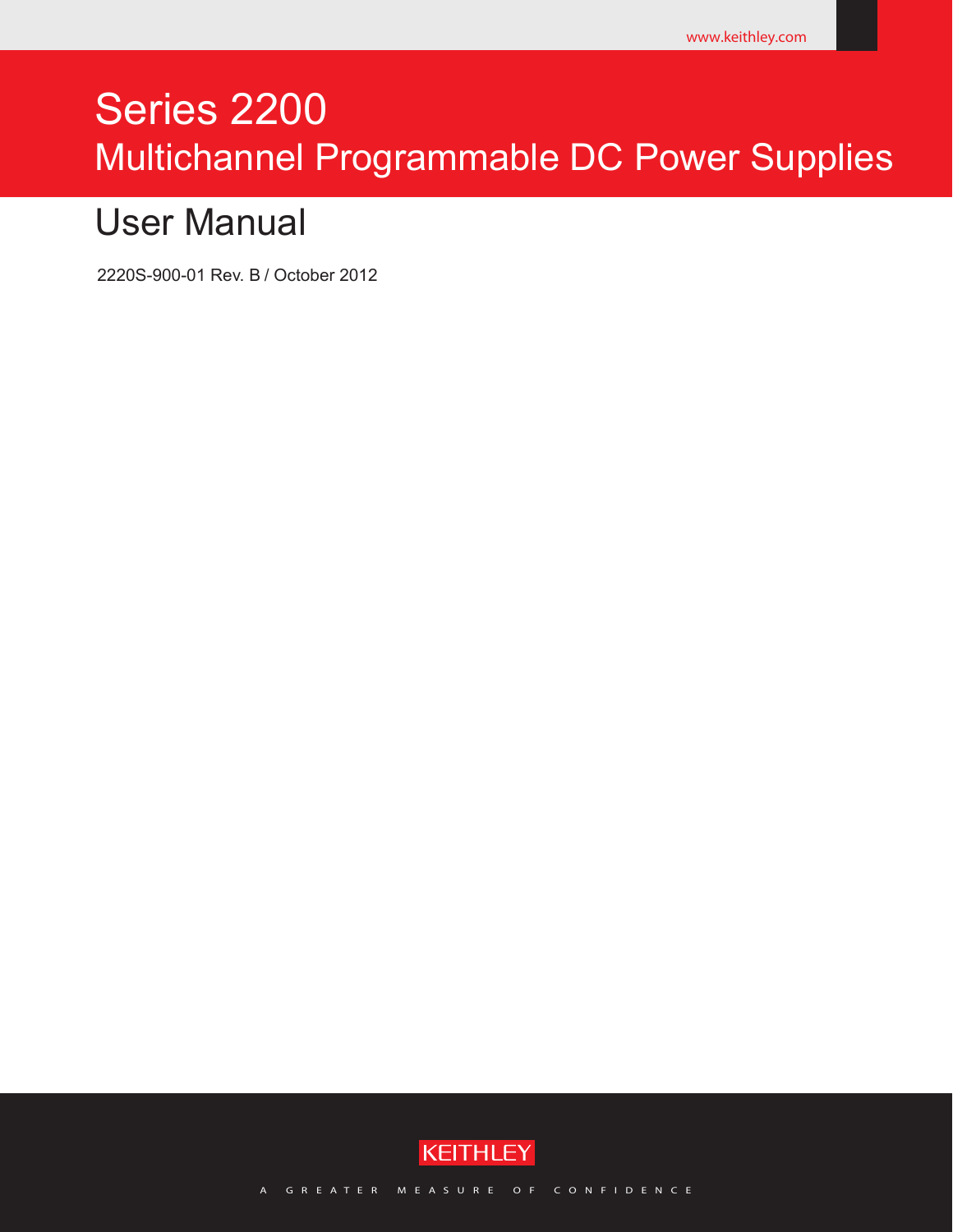www.keithley.com

# Series 2200

## Multichannel Programmable DC Power Supplies

# User Manual

2220S-900-01 Rev. B / October 2012

KEITHLEY

A GREATER MEASURE OF CONFIDENCE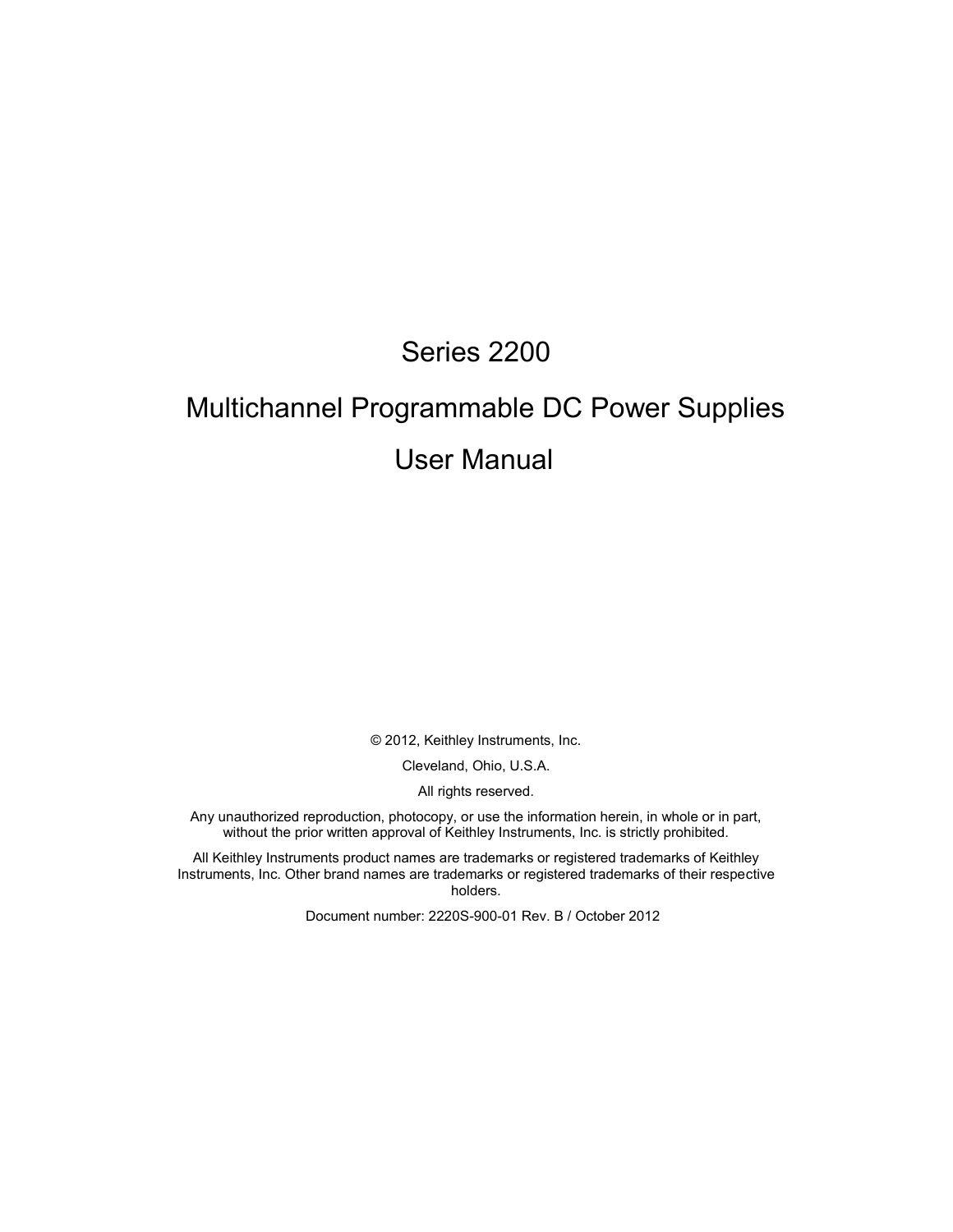# Series 2200

# Multichannel Programmable DC Power Supplies

# User Manual

© 2012, Keithley Instruments, Inc.

Cleveland, Ohio, U.S.A.

All rights reserved.

Any unauthorized reproduction, photocopy, or use the information herein, in whole or in part, without the prior written approval of Keithley Instruments, Inc. is strictly prohibited.

All Keithley Instruments product names are trademarks or registered trademarks of Keithley Instruments, Inc. Other brand names are trademarks or registered trademarks of their respective holders.

Document number: 2220S-900-01 Rev. B / October 2012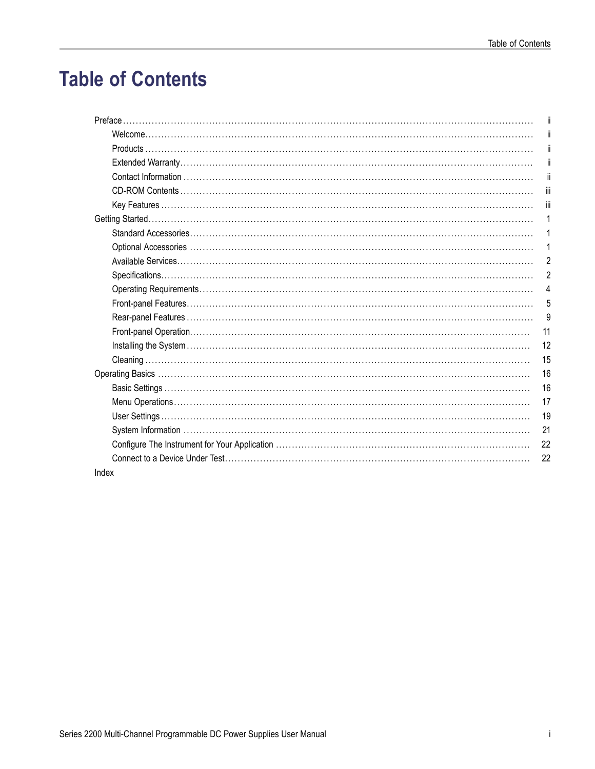# Table of Contents

- Preface ... ii
  - Welcome ... ii
  - Products ... ii
  - Extended Warranty ... ii
  - Contact Information ... ii
  - CD-ROM Contents ... iii
  - Key Features ... iii
- Getting Started ... 1
  - Standard Accessories ... 1
  - Optional Accessories ... 1
  - Available Services ... 2
  - Specifications ... 2
  - Operating Requirements ... 4
  - Front-panel Features ... 5
  - Rear-panel Features ... 9
  - Front-panel Operation ... 11
  - Installing the System ... 12
  - Cleaning ... 15
- Operating Basics ... 16
  - Basic Settings ... 16
  - Menu Operations ... 17
  - User Settings ... 19
  - System Information ... 21
  - Configure The Instrument for Your Application ... 22
  - Connect to a Device Under Test ... 22
- Index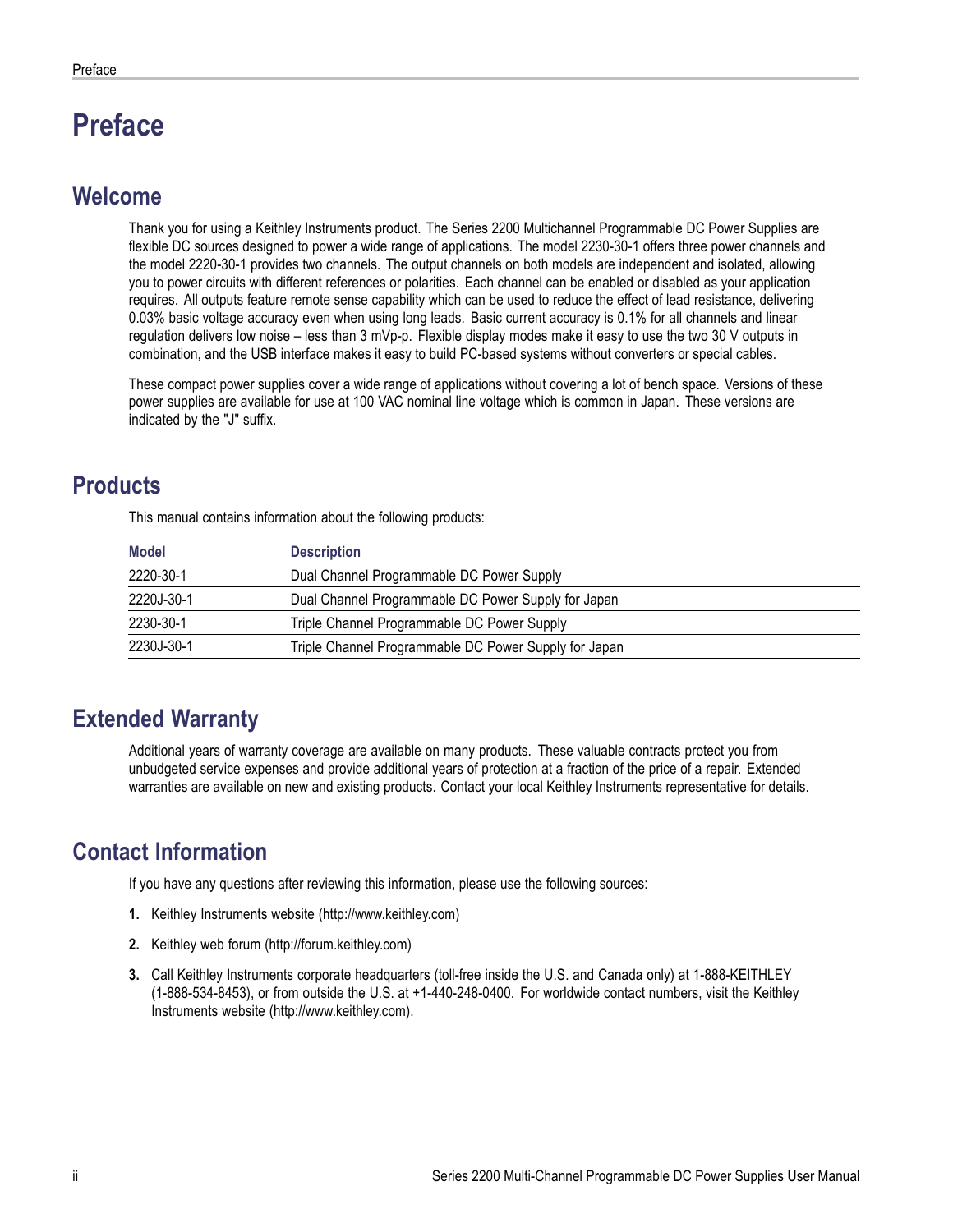# Preface

## Welcome

Thank you for using a Keithley Instruments product. The Series 2200 Multichannel Programmable DC Power Supplies are flexible DC sources designed to power a wide range of applications. The model 2230-30-1 offers three power channels and the model 2220-30-1 provides two channels. The output channels on both models are independent and isolated, allowing you to power circuits with different references or polarities. Each channel can be enabled or disabled as your application requires. All outputs feature remote sense capability which can be used to reduce the effect of lead resistance, delivering 0.03% basic voltage accuracy even when using long leads. Basic current accuracy is 0.1% for all channels and linear regulation delivers low noise – less than 3 mVp-p. Flexible display modes make it easy to use the two 30 V outputs in combination, and the USB interface makes it easy to build PC-based systems without converters or special cables.

These compact power supplies cover a wide range of applications without covering a lot of bench space. Versions of these power supplies are available for use at 100 VAC nominal line voltage which is common in Japan. These versions are indicated by the "J" suffix.

## Products

This manual contains information about the following products:

| Model | Description |
|---|---|
| 2220-30-1 | Dual Channel Programmable DC Power Supply |
| 2220J-30-1 | Dual Channel Programmable DC Power Supply for Japan |
| 2230-30-1 | Triple Channel Programmable DC Power Supply |
| 2230J-30-1 | Triple Channel Programmable DC Power Supply for Japan |

## Extended Warranty

Additional years of warranty coverage are available on many products. These valuable contracts protect you from unbudgeted service expenses and provide additional years of protection at a fraction of the price of a repair. Extended warranties are available on new and existing products. Contact your local Keithley Instruments representative for details.

## Contact Information

If you have any questions after reviewing this information, please use the following sources:

1. Keithley Instruments website (http://www.keithley.com)
2. Keithley web forum (http://forum.keithley.com)
3. Call Keithley Instruments corporate headquarters (toll-free inside the U.S. and Canada only) at 1-888-KEITHLEY (1-888-534-8453), or from outside the U.S. at +1-440-248-0400. For worldwide contact numbers, visit the Keithley Instruments website (http://www.keithley.com).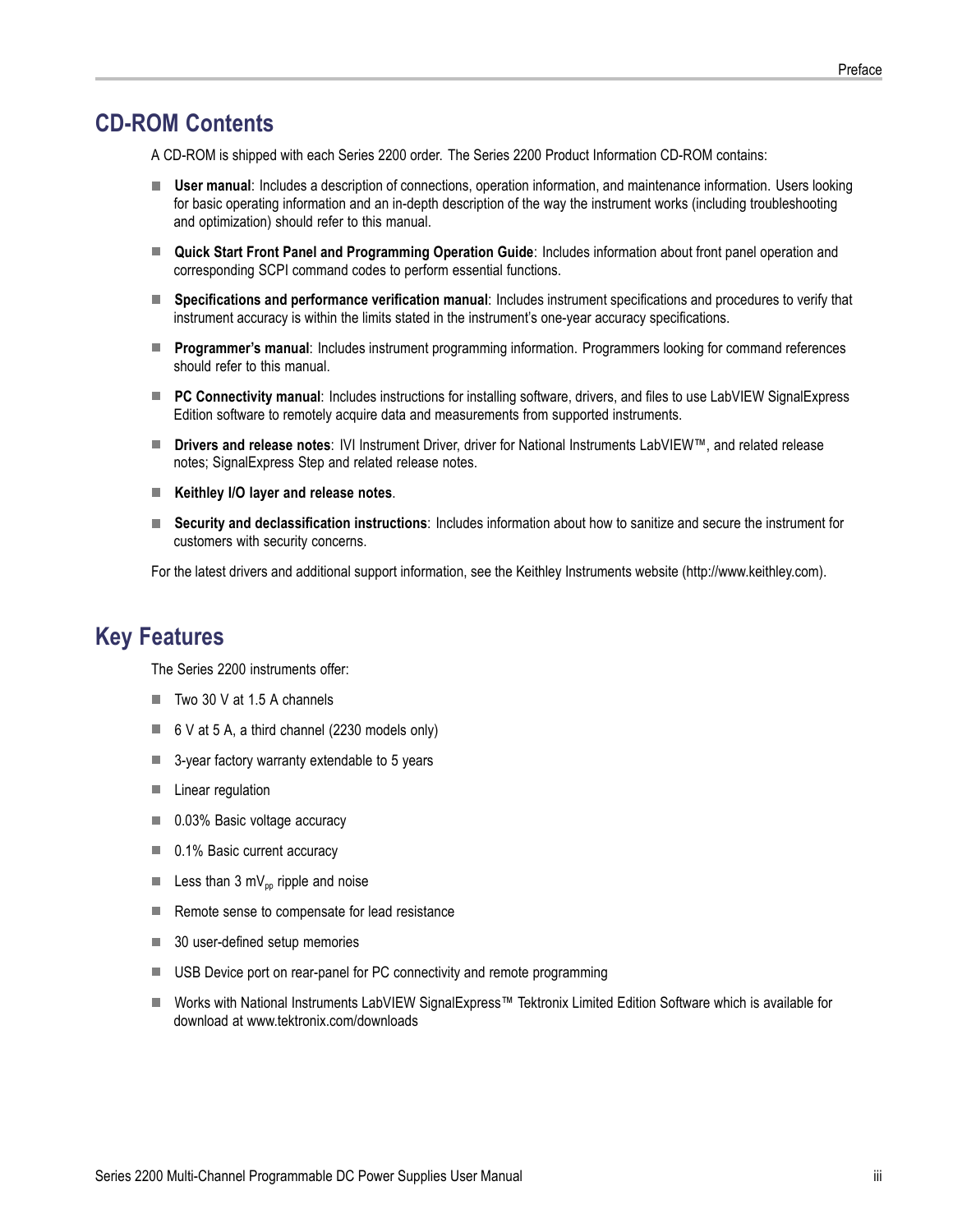## CD-ROM Contents

A CD-ROM is shipped with each Series 2200 order. The Series 2200 Product Information CD-ROM contains:

- **User manual**: Includes a description of connections, operation information, and maintenance information. Users looking for basic operating information and an in-depth description of the way the instrument works (including troubleshooting and optimization) should refer to this manual.
- **Quick Start Front Panel and Programming Operation Guide**: Includes information about front panel operation and corresponding SCPI command codes to perform essential functions.
- **Specifications and performance verification manual**: Includes instrument specifications and procedures to verify that instrument accuracy is within the limits stated in the instrument's one-year accuracy specifications.
- **Programmer's manual**: Includes instrument programming information. Programmers looking for command references should refer to this manual.
- **PC Connectivity manual**: Includes instructions for installing software, drivers, and files to use LabVIEW SignalExpress Edition software to remotely acquire data and measurements from supported instruments.
- **Drivers and release notes**: IVI Instrument Driver, driver for National Instruments LabVIEW™, and related release notes; SignalExpress Step and related release notes.
- **Keithley I/O layer and release notes**.
- **Security and declassification instructions**: Includes information about how to sanitize and secure the instrument for customers with security concerns.

For the latest drivers and additional support information, see the Keithley Instruments website (http://www.keithley.com).

## Key Features

The Series 2200 instruments offer:

- Two 30 V at 1.5 A channels
- 6 V at 5 A, a third channel (2230 models only)
- 3-year factory warranty extendable to 5 years
- Linear regulation
- 0.03% Basic voltage accuracy
- 0.1% Basic current accuracy
- Less than 3 $mV_{pp}$ ripple and noise
- Remote sense to compensate for lead resistance
- 30 user-defined setup memories
- USB Device port on rear-panel for PC connectivity and remote programming
- Works with National Instruments LabVIEW SignalExpress™ Tektronix Limited Edition Software which is available for download at www.tektronix.com/downloads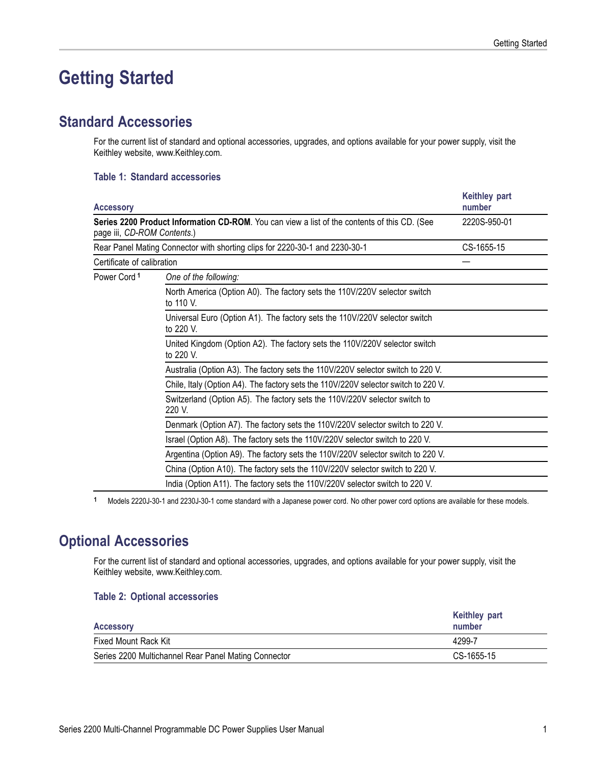# Getting Started

## Standard Accessories

For the current list of standard and optional accessories, upgrades, and options available for your power supply, visit the Keithley website, www.Keithley.com.

### Table 1: Standard accessories

| Accessory | | Keithley part number |
|---|---|---|
| **Series 2200 Product Information CD-ROM**. You can view a list of the contents of this CD. (See page iii, *CD-ROM Contents*.) | | 2220S-950-01 |
| Rear Panel Mating Connector with shorting clips for 2220-30-1 and 2230-30-1 | | CS-1655-15 |
| Certificate of calibration | | — |
| Power Cord [1] | *One of the following:* | |
| | North America (Option A0). The factory sets the 110V/220V selector switch to 110 V. | |
| | Universal Euro (Option A1). The factory sets the 110V/220V selector switch to 220 V. | |
| | United Kingdom (Option A2). The factory sets the 110V/220V selector switch to 220 V. | |
| | Australia (Option A3). The factory sets the 110V/220V selector switch to 220 V. | |
| | Chile, Italy (Option A4). The factory sets the 110V/220V selector switch to 220 V. | |
| | Switzerland (Option A5). The factory sets the 110V/220V selector switch to 220 V. | |
| | Denmark (Option A7). The factory sets the 110V/220V selector switch to 220 V. | |
| | Israel (Option A8). The factory sets the 110V/220V selector switch to 220 V. | |
| | Argentina (Option A9). The factory sets the 110V/220V selector switch to 220 V. | |
| | China (Option A10). The factory sets the 110V/220V selector switch to 220 V. | |
| | India (Option A11). The factory sets the 110V/220V selector switch to 220 V. | |

[1] Models 2220J-30-1 and 2230J-30-1 come standard with a Japanese power cord. No other power cord options are available for these models.

## Optional Accessories

For the current list of standard and optional accessories, upgrades, and options available for your power supply, visit the Keithley website, www.Keithley.com.

### Table 2: Optional accessories

| Accessory | Keithley part number |
|---|---|
| Fixed Mount Rack Kit | 4299-7 |
| Series 2200 Multichannel Rear Panel Mating Connector | CS-1655-15 |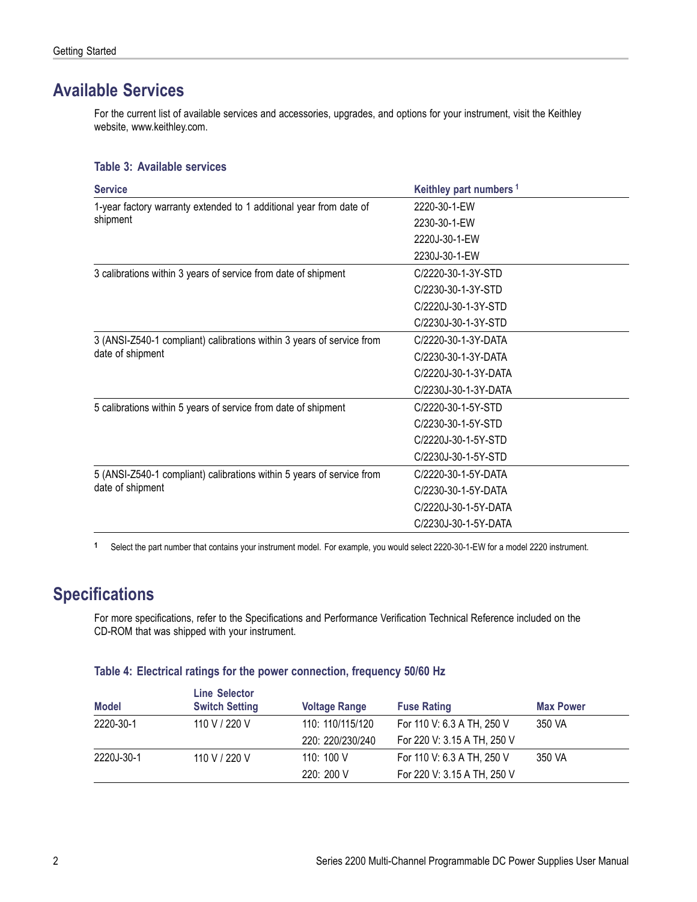## Available Services

For the current list of available services and accessories, upgrades, and options for your instrument, visit the Keithley website, www.keithley.com.

**Table 3: Available services**

| Service | Keithley part numbers [1] |
|---|---|
| 1-year factory warranty extended to 1 additional year from date of shipment | 2220-30-1-EW |
| | 2230-30-1-EW |
| | 2220J-30-1-EW |
| | 2230J-30-1-EW |
| 3 calibrations within 3 years of service from date of shipment | C/2220-30-1-3Y-STD |
| | C/2230-30-1-3Y-STD |
| | C/2220J-30-1-3Y-STD |
| | C/2230J-30-1-3Y-STD |
| 3 (ANSI-Z540-1 compliant) calibrations within 3 years of service from date of shipment | C/2220-30-1-3Y-DATA |
| | C/2230-30-1-3Y-DATA |
| | C/2220J-30-1-3Y-DATA |
| | C/2230J-30-1-3Y-DATA |
| 5 calibrations within 5 years of service from date of shipment | C/2220-30-1-5Y-STD |
| | C/2230-30-1-5Y-STD |
| | C/2220J-30-1-5Y-STD |
| | C/2230J-30-1-5Y-STD |
| 5 (ANSI-Z540-1 compliant) calibrations within 5 years of service from date of shipment | C/2220-30-1-5Y-DATA |
| | C/2230-30-1-5Y-DATA |
| | C/2220J-30-1-5Y-DATA |
| | C/2230J-30-1-5Y-DATA |

[1] Select the part number that contains your instrument model. For example, you would select 2220-30-1-EW for a model 2220 instrument.

## Specifications

For more specifications, refer to the Specifications and Performance Verification Technical Reference included on the CD-ROM that was shipped with your instrument.

**Table 4: Electrical ratings for the power connection, frequency 50/60 Hz**

| Model | Line Selector Switch Setting | Voltage Range | Fuse Rating | Max Power |
|---|---|---|---|---|
| 2220-30-1 | 110 V / 220 V | 110: 110/115/120 | For 110 V: 6.3 A TH, 250 V | 350 VA |
| | | 220: 220/230/240 | For 220 V: 3.15 A TH, 250 V | |
| 2220J-30-1 | 110 V / 220 V | 110: 100 V | For 110 V: 6.3 A TH, 250 V | 350 VA |
| | | 220: 200 V | For 220 V: 3.15 A TH, 250 V | |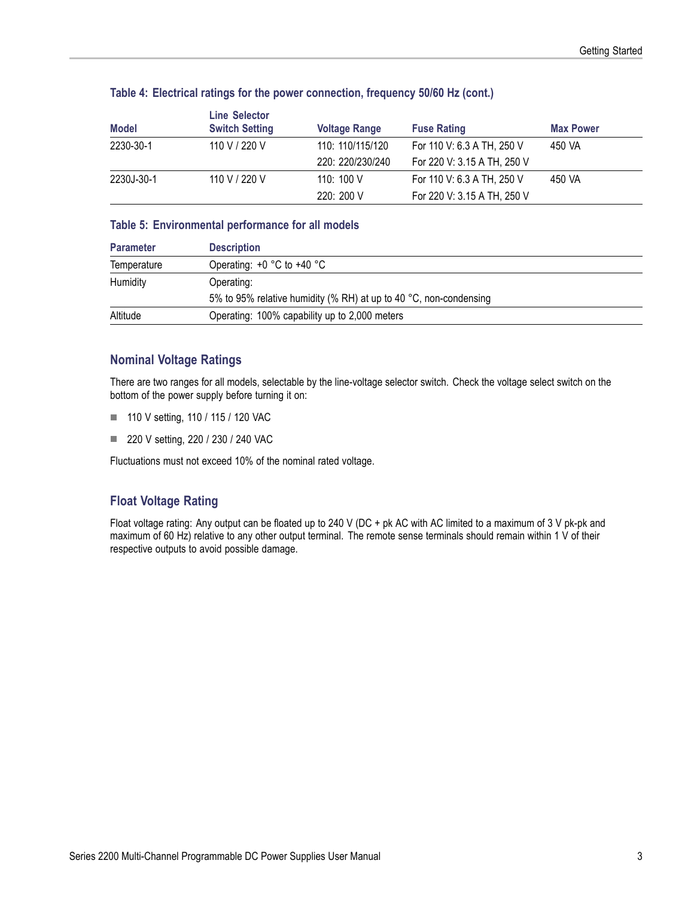**Table 4: Electrical ratings for the power connection, frequency 50/60 Hz (cont.)**

| Model | Line Selector Switch Setting | Voltage Range | Fuse Rating | Max Power |
|---|---|---|---|---|
| 2230-30-1 | 110 V / 220 V | 110: 110/115/120 | For 110 V: 6.3 A TH, 250 V | 450 VA |
| | | 220: 220/230/240 | For 220 V: 3.15 A TH, 250 V | |
| 2230J-30-1 | 110 V / 220 V | 110: 100 V | For 110 V: 6.3 A TH, 250 V | 450 VA |
| | | 220: 200 V | For 220 V: 3.15 A TH, 250 V | |

**Table 5: Environmental performance for all models**

| Parameter | Description |
|---|---|
| Temperature | Operating: +0 °C to +40 °C |
| Humidity | Operating:<br>5% to 95% relative humidity (% RH) at up to 40 °C, non-condensing |
| Altitude | Operating: 100% capability up to 2,000 meters |

## Nominal Voltage Ratings

There are two ranges for all models, selectable by the line-voltage selector switch. Check the voltage select switch on the bottom of the power supply before turning it on:

- 110 V setting, 110 / 115 / 120 VAC
- 220 V setting, 220 / 230 / 240 VAC

Fluctuations must not exceed 10% of the nominal rated voltage.

## Float Voltage Rating

Float voltage rating: Any output can be floated up to 240 V (DC + pk AC with AC limited to a maximum of 3 V pk-pk and maximum of 60 Hz) relative to any other output terminal. The remote sense terminals should remain within 1 V of their respective outputs to avoid possible damage.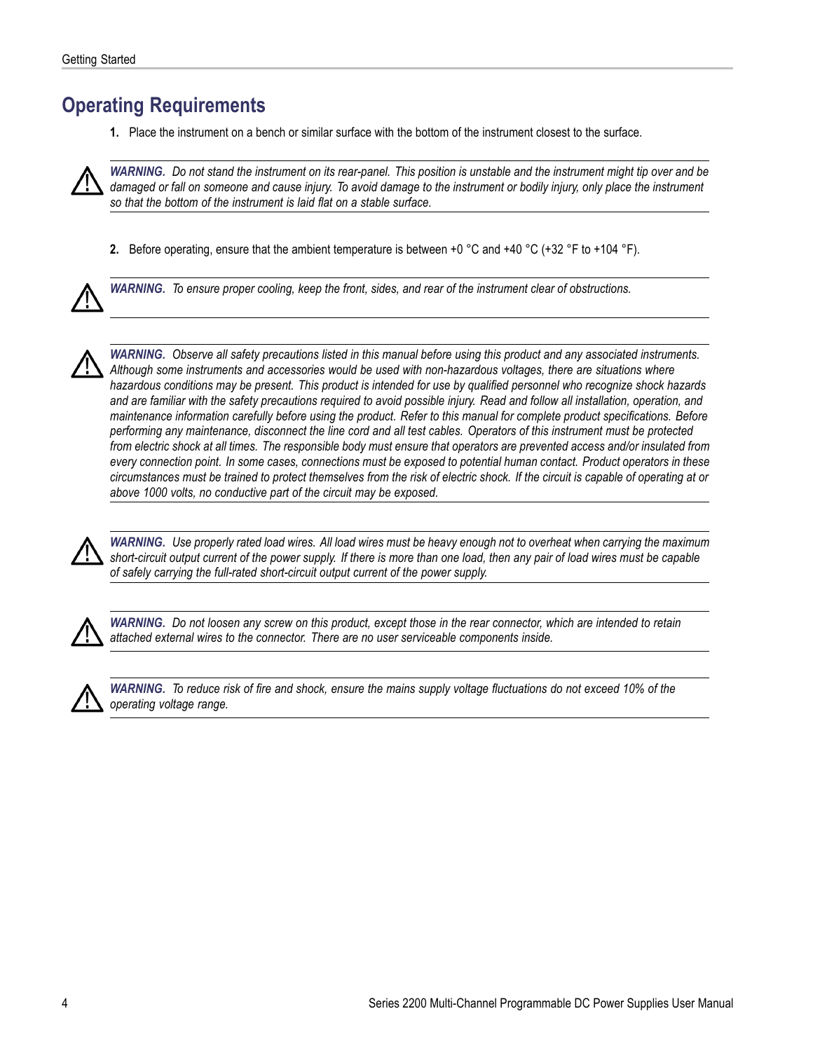## Operating Requirements

1. Place the instrument on a bench or similar surface with the bottom of the instrument closest to the surface.

> ***WARNING.** Do not stand the instrument on its rear-panel. This position is unstable and the instrument might tip over and be damaged or fall on someone and cause injury. To avoid damage to the instrument or bodily injury, only place the instrument so that the bottom of the instrument is laid flat on a stable surface.*

2. Before operating, ensure that the ambient temperature is between +0 °C and +40 °C (+32 °F to +104 °F).

> ***WARNING.** To ensure proper cooling, keep the front, sides, and rear of the instrument clear of obstructions.*

> ***WARNING.** Observe all safety precautions listed in this manual before using this product and any associated instruments. Although some instruments and accessories would be used with non-hazardous voltages, there are situations where hazardous conditions may be present. This product is intended for use by qualified personnel who recognize shock hazards and are familiar with the safety precautions required to avoid possible injury. Read and follow all installation, operation, and maintenance information carefully before using the product. Refer to this manual for complete product specifications. Before performing any maintenance, disconnect the line cord and all test cables. Operators of this instrument must be protected from electric shock at all times. The responsible body must ensure that operators are prevented access and/or insulated from every connection point. In some cases, connections must be exposed to potential human contact. Product operators in these circumstances must be trained to protect themselves from the risk of electric shock. If the circuit is capable of operating at or above 1000 volts, no conductive part of the circuit may be exposed.*

> ***WARNING.** Use properly rated load wires. All load wires must be heavy enough not to overheat when carrying the maximum short-circuit output current of the power supply. If there is more than one load, then any pair of load wires must be capable of safely carrying the full-rated short-circuit output current of the power supply.*

> ***WARNING.** Do not loosen any screw on this product, except those in the rear connector, which are intended to retain attached external wires to the connector. There are no user serviceable components inside.*

> ***WARNING.** To reduce risk of fire and shock, ensure the mains supply voltage fluctuations do not exceed 10% of the operating voltage range.*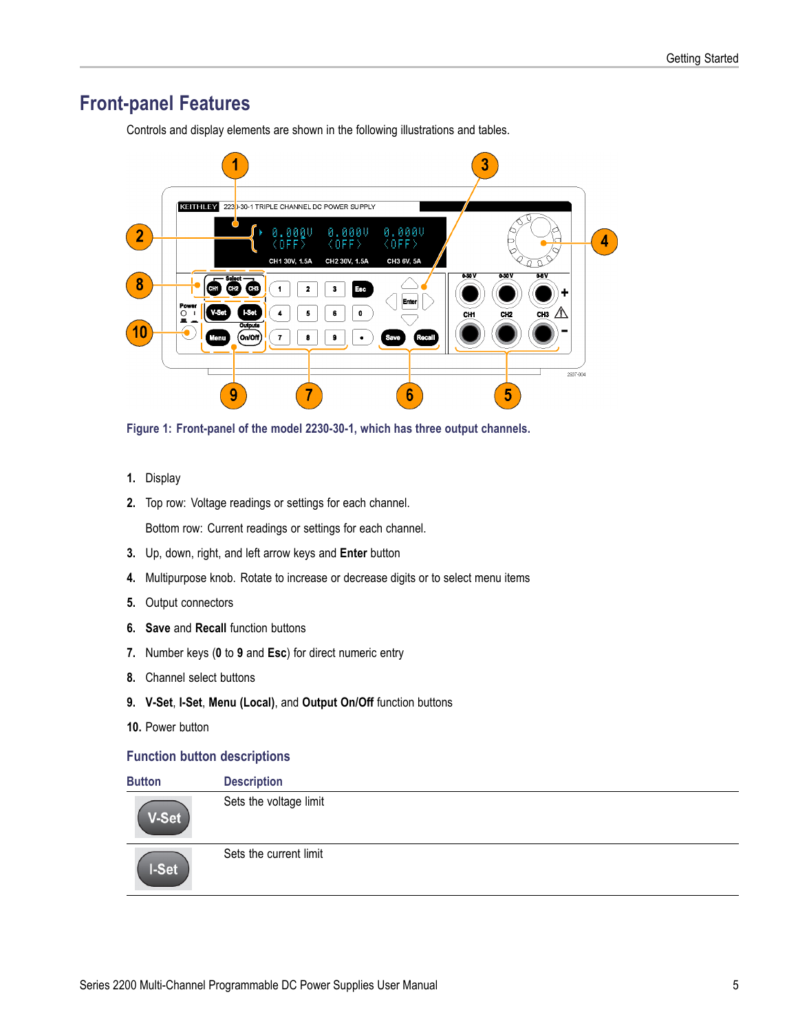# Front-panel Features

Controls and display elements are shown in the following illustrations and tables.

Figure 1: Front-panel of the model 2230-30-1, which has three output channels.

1. Display
2. Top row: Voltage readings or settings for each channel.

   Bottom row: Current readings or settings for each channel.
3. Up, down, right, and left arrow keys and **Enter** button
4. Multipurpose knob. Rotate to increase or decrease digits or to select menu items
5. Output connectors
6. **Save** and **Recall** function buttons
7. Number keys (**0** to **9** and **Esc**) for direct numeric entry
8. Channel select buttons
9. **V-Set**, **I-Set**, **Menu (Local)**, and **Output On/Off** function buttons
10. Power button

## Function button descriptions

| Button | Description |
|---|---|
| V-Set | Sets the voltage limit |
| I-Set | Sets the current limit |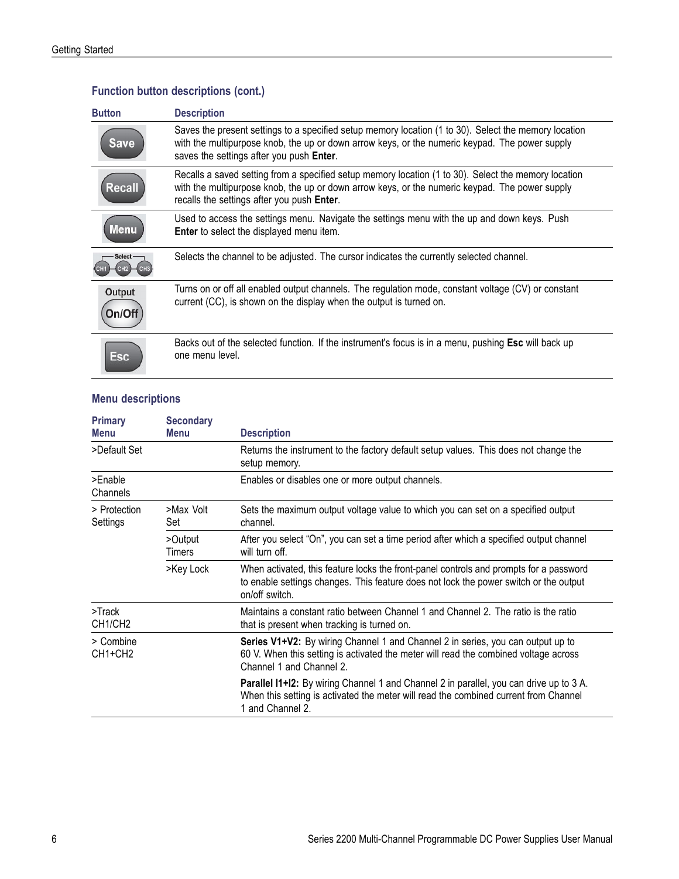### Function button descriptions (cont.)

| Button | Description |
|---|---|
| Save | Saves the present settings to a specified setup memory location (1 to 30). Select the memory location with the multipurpose knob, the up or down arrow keys, or the numeric keypad. The power supply saves the settings after you push **Enter**. |
| Recall | Recalls a saved setting from a specified setup memory location (1 to 30). Select the memory location with the multipurpose knob, the up or down arrow keys, or the numeric keypad. The power supply recalls the settings after you push **Enter**. |
| Menu | Used to access the settings menu. Navigate the settings menu with the up and down keys. Push **Enter** to select the displayed menu item. |
| Select CH1 CH2 CH3 | Selects the channel to be adjusted. The cursor indicates the currently selected channel. |
| Output On/Off | Turns on or off all enabled output channels. The regulation mode, constant voltage (CV) or constant current (CC), is shown on the display when the output is turned on. |
| Esc | Backs out of the selected function. If the instrument's focus is in a menu, pushing **Esc** will back up one menu level. |

### Menu descriptions

| Primary Menu | Secondary Menu | Description |
|---|---|---|
| >Default Set | | Returns the instrument to the factory default setup values. This does not change the setup memory. |
| >Enable Channels | | Enables or disables one or more output channels. |
| > Protection Settings | >Max Volt Set | Sets the maximum output voltage value to which you can set on a specified output channel. |
| | >Output Timers | After you select "On", you can set a time period after which a specified output channel will turn off. |
| | >Key Lock | When activated, this feature locks the front-panel controls and prompts for a password to enable settings changes. This feature does not lock the power switch or the output on/off switch. |
| >Track CH1/CH2 | | Maintains a constant ratio between Channel 1 and Channel 2. The ratio is the ratio that is present when tracking is turned on. |
| > Combine CH1+CH2 | | **Series V1+V2:** By wiring Channel 1 and Channel 2 in series, you can output up to 60 V. When this setting is activated the meter will read the combined voltage across Channel 1 and Channel 2.<br><br>**Parallel I1+I2:** By wiring Channel 1 and Channel 2 in parallel, you can drive up to 3 A. When this setting is activated the meter will read the combined current from Channel 1 and Channel 2. |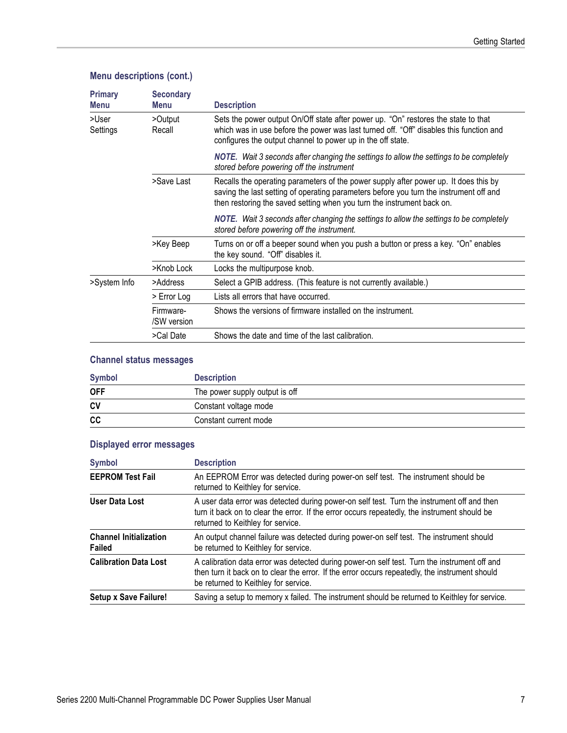### Menu descriptions (cont.)

| Primary Menu | Secondary Menu | Description |
|---|---|---|
| >User Settings | >Output Recall | Sets the power output On/Off state after power up. "On" restores the state to that which was in use before the power was last turned off. "Off" disables this function and configures the output channel to power up in the off state.<br><br>***NOTE.*** *Wait 3 seconds after changing the settings to allow the settings to be completely stored before powering off the instrument* |
| | >Save Last | Recalls the operating parameters of the power supply after power up. It does this by saving the last setting of operating parameters before you turn the instrument off and then restoring the saved setting when you turn the instrument back on.<br><br>***NOTE.*** *Wait 3 seconds after changing the settings to allow the settings to be completely stored before powering off the instrument.* |
| | >Key Beep | Turns on or off a beeper sound when you push a button or press a key. "On" enables the key sound. "Off" disables it. |
| | >Knob Lock | Locks the multipurpose knob. |
| >System Info | >Address | Select a GPIB address. (This feature is not currently available.) |
| | > Error Log | Lists all errors that have occurred. |
| | Firmware-/SW version | Shows the versions of firmware installed on the instrument. |
| | >Cal Date | Shows the date and time of the last calibration. |

### Channel status messages

| Symbol | Description |
|---|---|
| **OFF** | The power supply output is off |
| **CV** | Constant voltage mode |
| **CC** | Constant current mode |

### Displayed error messages

| Symbol | Description |
|---|---|
| **EEPROM Test Fail** | An EEPROM Error was detected during power-on self test. The instrument should be returned to Keithley for service. |
| **User Data Lost** | A user data error was detected during power-on self test. Turn the instrument off and then turn it back on to clear the error. If the error occurs repeatedly, the instrument should be returned to Keithley for service. |
| **Channel Initialization Failed** | An output channel failure was detected during power-on self test. The instrument should be returned to Keithley for service. |
| **Calibration Data Lost** | A calibration data error was detected during power-on self test. Turn the instrument off and then turn it back on to clear the error. If the error occurs repeatedly, the instrument should be returned to Keithley for service. |
| **Setup x Save Failure!** | Saving a setup to memory x failed. The instrument should be returned to Keithley for service. |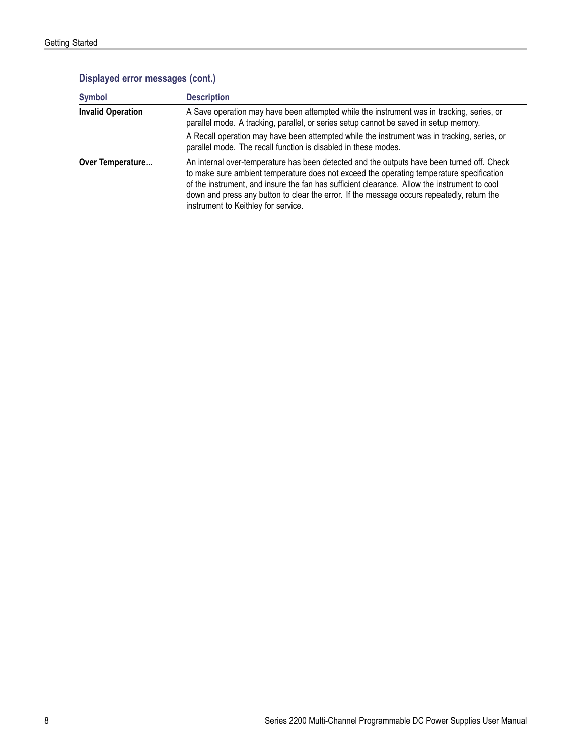### Displayed error messages (cont.)

| Symbol | Description |
|---|---|
| **Invalid Operation** | A Save operation may have been attempted while the instrument was in tracking, series, or parallel mode. A tracking, parallel, or series setup cannot be saved in setup memory.<br><br>A Recall operation may have been attempted while the instrument was in tracking, series, or parallel mode. The recall function is disabled in these modes. |
| **Over Temperature...** | An internal over-temperature has been detected and the outputs have been turned off. Check to make sure ambient temperature does not exceed the operating temperature specification of the instrument, and insure the fan has sufficient clearance. Allow the instrument to cool down and press any button to clear the error. If the message occurs repeatedly, return the instrument to Keithley for service. |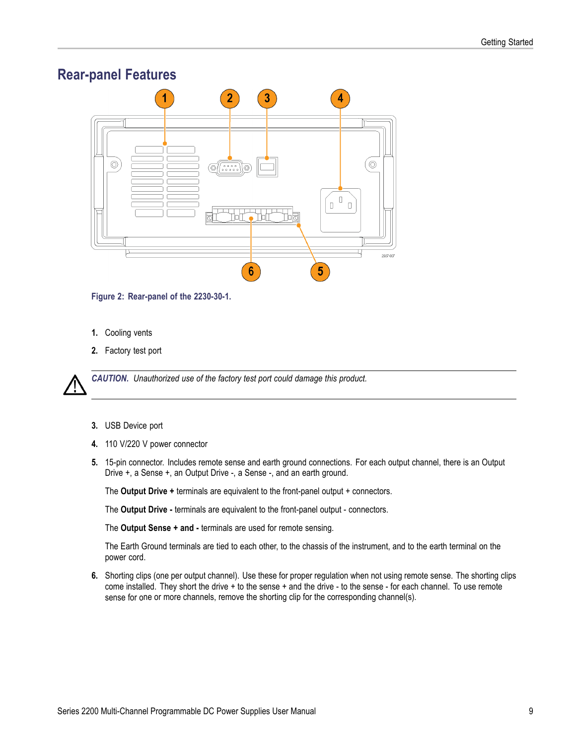## Rear-panel Features

Figure 2: Rear-panel of the 2230-30-1.

1. Cooling vents
2. Factory test port

*CAUTION. Unauthorized use of the factory test port could damage this product.*

3. USB Device port
4. 110 V/220 V power connector
5. 15-pin connector. Includes remote sense and earth ground connections. For each output channel, there is an Output Drive +, a Sense +, an Output Drive -, a Sense -, and an earth ground.

   The **Output Drive +** terminals are equivalent to the front-panel output + connectors.

   The **Output Drive -** terminals are equivalent to the front-panel output - connectors.

   The **Output Sense + and -** terminals are used for remote sensing.

   The Earth Ground terminals are tied to each other, to the chassis of the instrument, and to the earth terminal on the power cord.

6. Shorting clips (one per output channel). Use these for proper regulation when not using remote sense. The shorting clips come installed. They short the drive + to the sense + and the drive - to the sense - for each channel. To use remote sense for one or more channels, remove the shorting clip for the corresponding channel(s).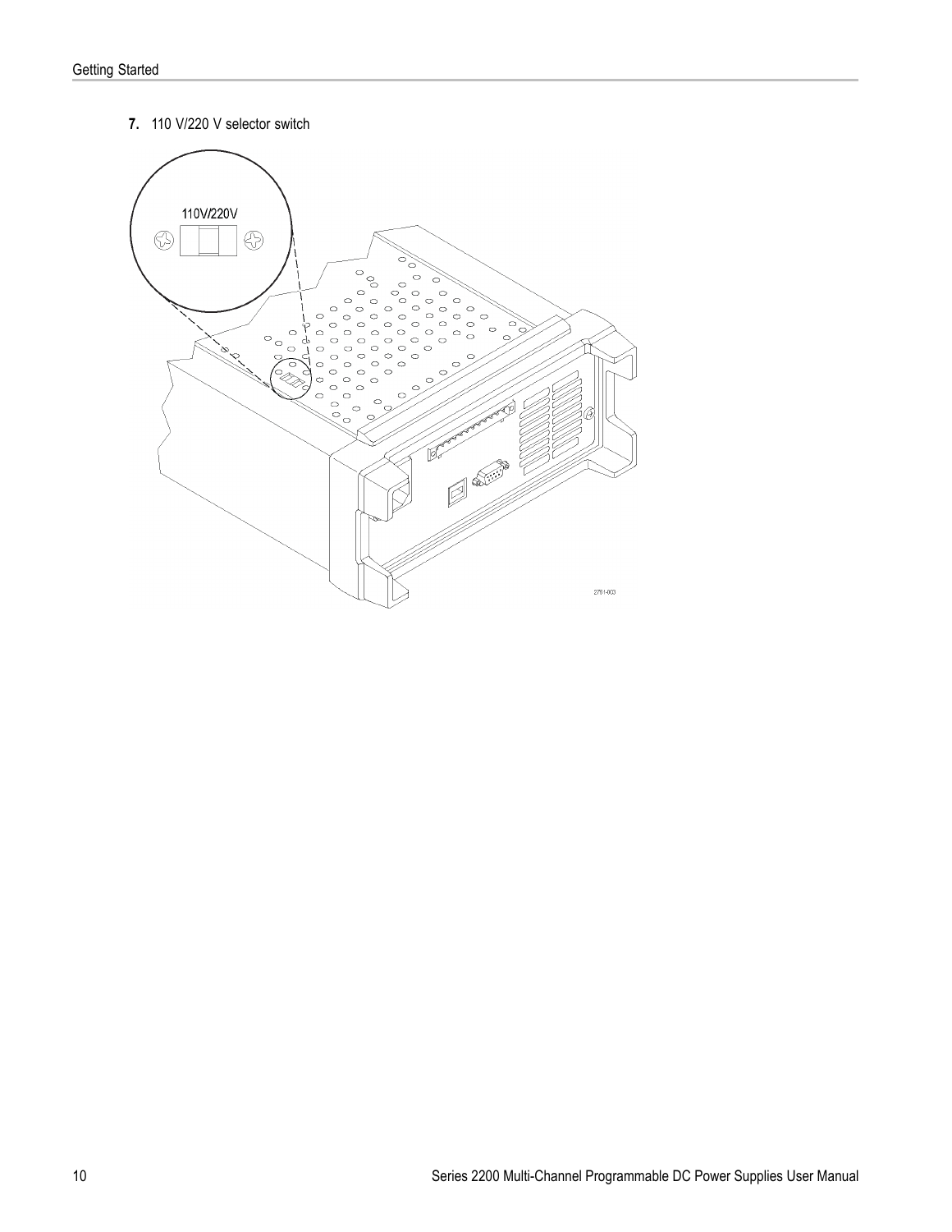7. 110 V/220 V selector switch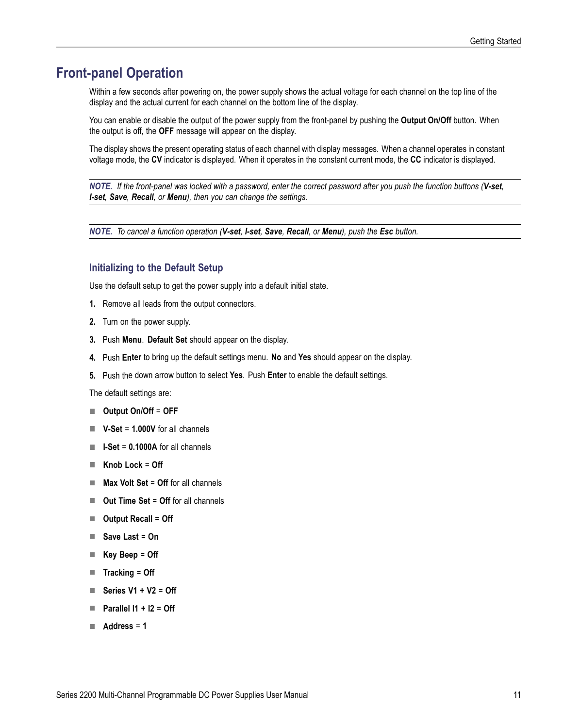## Front-panel Operation

Within a few seconds after powering on, the power supply shows the actual voltage for each channel on the top line of the display and the actual current for each channel on the bottom line of the display.

You can enable or disable the output of the power supply from the front-panel by pushing the **Output On/Off** button. When the output is off, the **OFF** message will appear on the display.

The display shows the present operating status of each channel with display messages. When a channel operates in constant voltage mode, the **CV** indicator is displayed. When it operates in the constant current mode, the **CC** indicator is displayed.

---

*NOTE. If the front-panel was locked with a password, enter the correct password after you push the function buttons (**V-set**, **I-set**, **Save**, **Recall**, or **Menu**), then you can change the settings.*

---

*NOTE. To cancel a function operation (**V-set**, **I-set**, **Save**, **Recall**, or **Menu**), push the **Esc** button.*

---

### Initializing to the Default Setup

Use the default setup to get the power supply into a default initial state.

1. Remove all leads from the output connectors.
2. Turn on the power supply.
3. Push **Menu**. **Default Set** should appear on the display.
4. Push **Enter** to bring up the default settings menu. **No** and **Yes** should appear on the display.
5. Push the down arrow button to select **Yes**. Push **Enter** to enable the default settings.

The default settings are:

- **Output On/Off** = **OFF**
- **V-Set** = **1.000V** for all channels
- **I-Set** = **0.1000A** for all channels
- **Knob Lock** = **Off**
- **Max Volt Set** = **Off** for all channels
- **Out Time Set** = **Off** for all channels
- **Output Recall** = **Off**
- **Save Last** = **On**
- **Key Beep** = **Off**
- **Tracking** = **Off**
- **Series V1 + V2** = **Off**
- **Parallel I1 + I2** = **Off**
- **Address** = **1**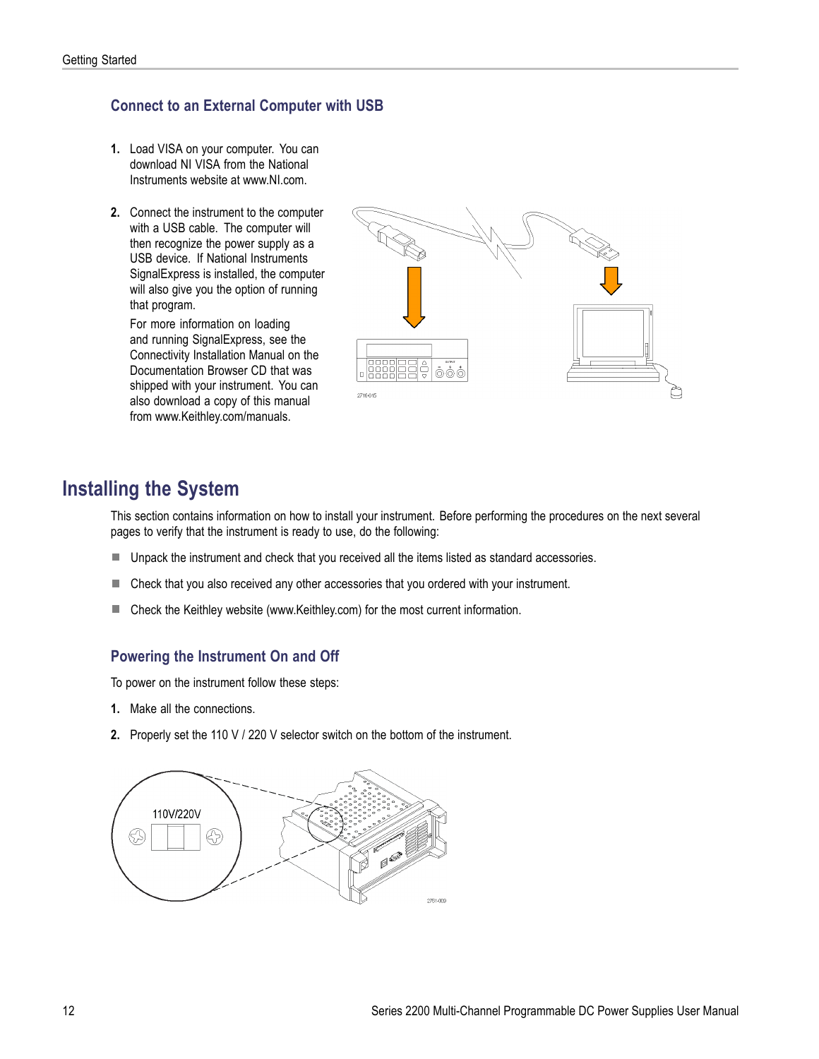### Connect to an External Computer with USB

1. Load VISA on your computer. You can download NI VISA from the National Instruments website at www.NI.com.

2. Connect the instrument to the computer with a USB cable. The computer will then recognize the power supply as a USB device. If National Instruments SignalExpress is installed, the computer will also give you the option of running that program.

   For more information on loading and running SignalExpress, see the Connectivity Installation Manual on the Documentation Browser CD that was shipped with your instrument. You can also download a copy of this manual from www.Keithley.com/manuals.

## Installing the System

This section contains information on how to install your instrument. Before performing the procedures on the next several pages to verify that the instrument is ready to use, do the following:

- Unpack the instrument and check that you received all the items listed as standard accessories.
- Check that you also received any other accessories that you ordered with your instrument.
- Check the Keithley website (www.Keithley.com) for the most current information.

### Powering the Instrument On and Off

To power on the instrument follow these steps:

1. Make all the connections.
2. Properly set the 110 V / 220 V selector switch on the bottom of the instrument.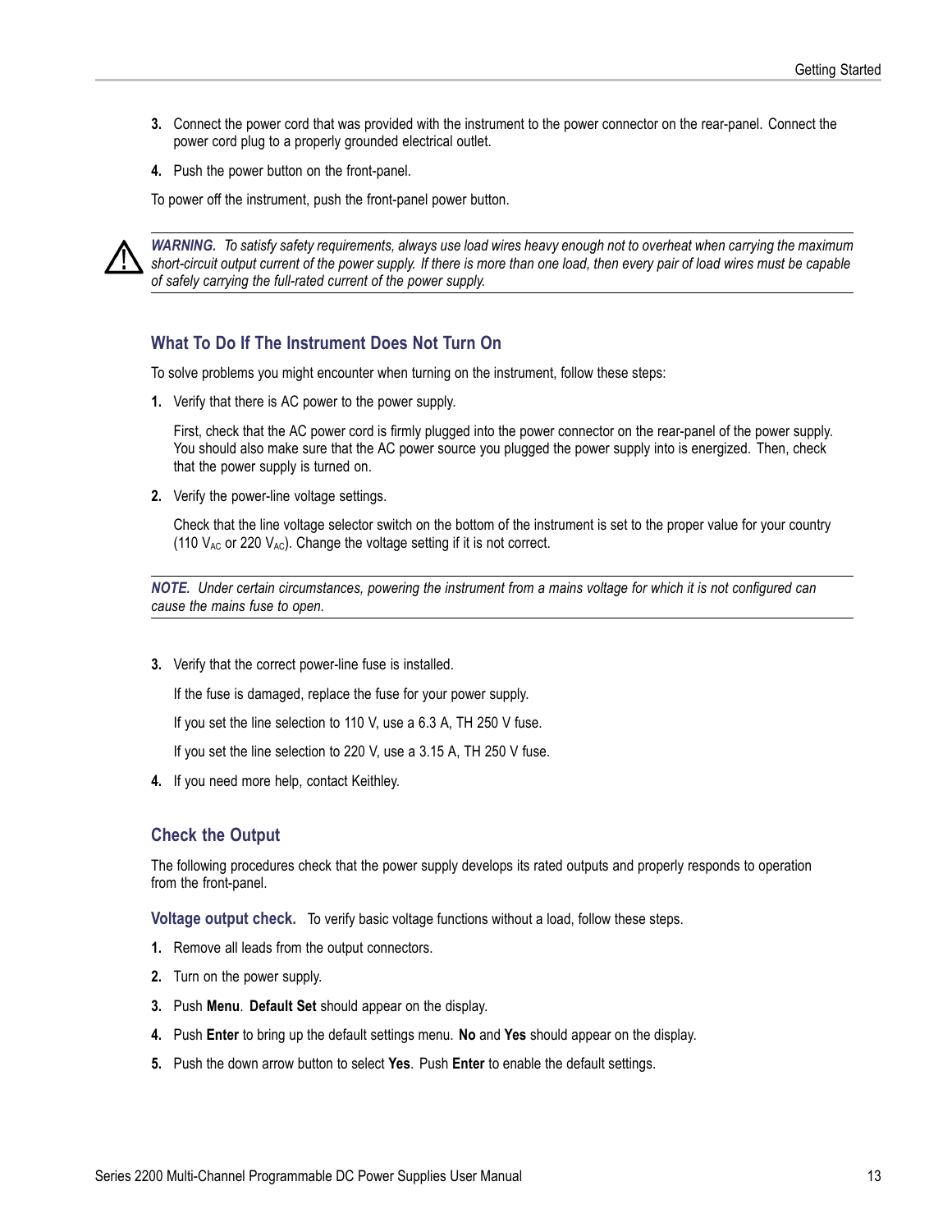3. Connect the power cord that was provided with the instrument to the power connector on the rear-panel. Connect the power cord plug to a properly grounded electrical outlet.
4. Push the power button on the front-panel.

To power off the instrument, push the front-panel power button.

---

***WARNING.*** *To satisfy safety requirements, always use load wires heavy enough not to overheat when carrying the maximum short-circuit output current of the power supply. If there is more than one load, then every pair of load wires must be capable of safely carrying the full-rated current of the power supply.*

---

## What To Do If The Instrument Does Not Turn On

To solve problems you might encounter when turning on the instrument, follow these steps:

1. Verify that there is AC power to the power supply.

   First, check that the AC power cord is firmly plugged into the power connector on the rear-panel of the power supply. You should also make sure that the AC power source you plugged the power supply into is energized. Then, check that the power supply is turned on.

2. Verify the power-line voltage settings.

   Check that the line voltage selector switch on the bottom of the instrument is set to the proper value for your country (110 $V_{AC}$ or 220 $V_{AC}$). Change the voltage setting if it is not correct.

---

***NOTE.*** *Under certain circumstances, powering the instrument from a mains voltage for which it is not configured can cause the mains fuse to open.*

---

3. Verify that the correct power-line fuse is installed.

   If the fuse is damaged, replace the fuse for your power supply.

   If you set the line selection to 110 V, use a 6.3 A, TH 250 V fuse.

   If you set the line selection to 220 V, use a 3.15 A, TH 250 V fuse.

4. If you need more help, contact Keithley.

## Check the Output

The following procedures check that the power supply develops its rated outputs and properly responds to operation from the front-panel.

**Voltage output check.** To verify basic voltage functions without a load, follow these steps.

1. Remove all leads from the output connectors.
2. Turn on the power supply.
3. Push **Menu**. **Default Set** should appear on the display.
4. Push **Enter** to bring up the default settings menu. **No** and **Yes** should appear on the display.
5. Push the down arrow button to select **Yes**. Push **Enter** to enable the default settings.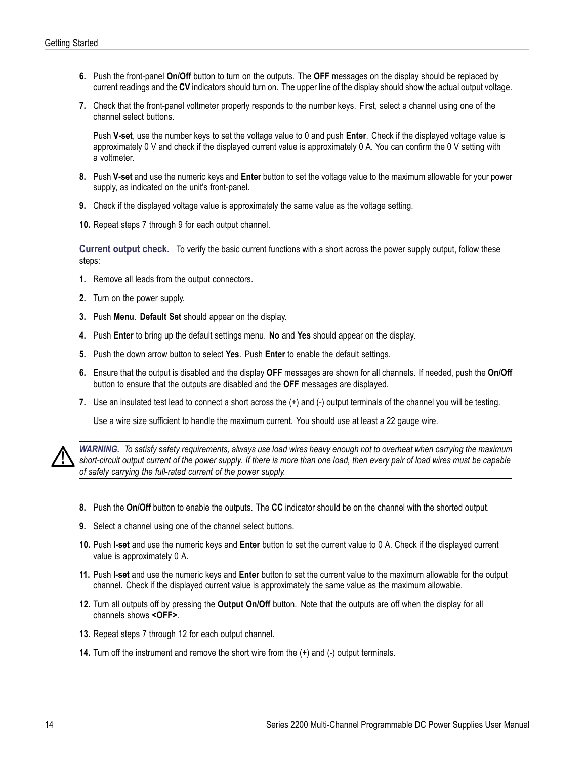6. Push the front-panel **On/Off** button to turn on the outputs. The **OFF** messages on the display should be replaced by current readings and the **CV** indicators should turn on. The upper line of the display should show the actual output voltage.

7. Check that the front-panel voltmeter properly responds to the number keys. First, select a channel using one of the channel select buttons.

   Push **V-set**, use the number keys to set the voltage value to 0 and push **Enter**. Check if the displayed voltage value is approximately 0 V and check if the displayed current value is approximately 0 A. You can confirm the 0 V setting with a voltmeter.

8. Push **V-set** and use the numeric keys and **Enter** button to set the voltage value to the maximum allowable for your power supply, as indicated on the unit's front-panel.

9. Check if the displayed voltage value is approximately the same value as the voltage setting.

10. Repeat steps 7 through 9 for each output channel.

**Current output check.** To verify the basic current functions with a short across the power supply output, follow these steps:

1. Remove all leads from the output connectors.

2. Turn on the power supply.

3. Push **Menu**. **Default Set** should appear on the display.

4. Push **Enter** to bring up the default settings menu. **No** and **Yes** should appear on the display.

5. Push the down arrow button to select **Yes**. Push **Enter** to enable the default settings.

6. Ensure that the output is disabled and the display **OFF** messages are shown for all channels. If needed, push the **On/Off** button to ensure that the outputs are disabled and the **OFF** messages are displayed.

7. Use an insulated test lead to connect a short across the (+) and (-) output terminals of the channel you will be testing.

   Use a wire size sufficient to handle the maximum current. You should use at least a 22 gauge wire.

> ***WARNING.*** *To satisfy safety requirements, always use load wires heavy enough not to overheat when carrying the maximum short-circuit output current of the power supply. If there is more than one load, then every pair of load wires must be capable of safely carrying the full-rated current of the power supply.*

8. Push the **On/Off** button to enable the outputs. The **CC** indicator should be on the channel with the shorted output.

9. Select a channel using one of the channel select buttons.

10. Push **I-set** and use the numeric keys and **Enter** button to set the current value to 0 A. Check if the displayed current value is approximately 0 A.

11. Push **I-set** and use the numeric keys and **Enter** button to set the current value to the maximum allowable for the output channel. Check if the displayed current value is approximately the same value as the maximum allowable.

12. Turn all outputs off by pressing the **Output On/Off** button. Note that the outputs are off when the display for all channels shows **<OFF>**.

13. Repeat steps 7 through 12 for each output channel.

14. Turn off the instrument and remove the short wire from the (+) and (-) output terminals.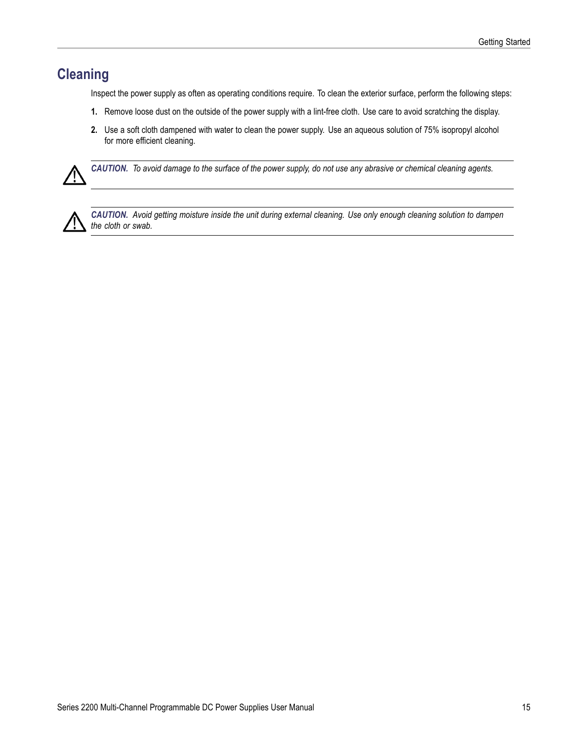## Cleaning

Inspect the power supply as often as operating conditions require. To clean the exterior surface, perform the following steps:

1. Remove loose dust on the outside of the power supply with a lint-free cloth. Use care to avoid scratching the display.
2. Use a soft cloth dampened with water to clean the power supply. Use an aqueous solution of 75% isopropyl alcohol for more efficient cleaning.

---

⚠ ***CAUTION.*** *To avoid damage to the surface of the power supply, do not use any abrasive or chemical cleaning agents.*

---

⚠ ***CAUTION.*** *Avoid getting moisture inside the unit during external cleaning. Use only enough cleaning solution to dampen the cloth or swab.*

---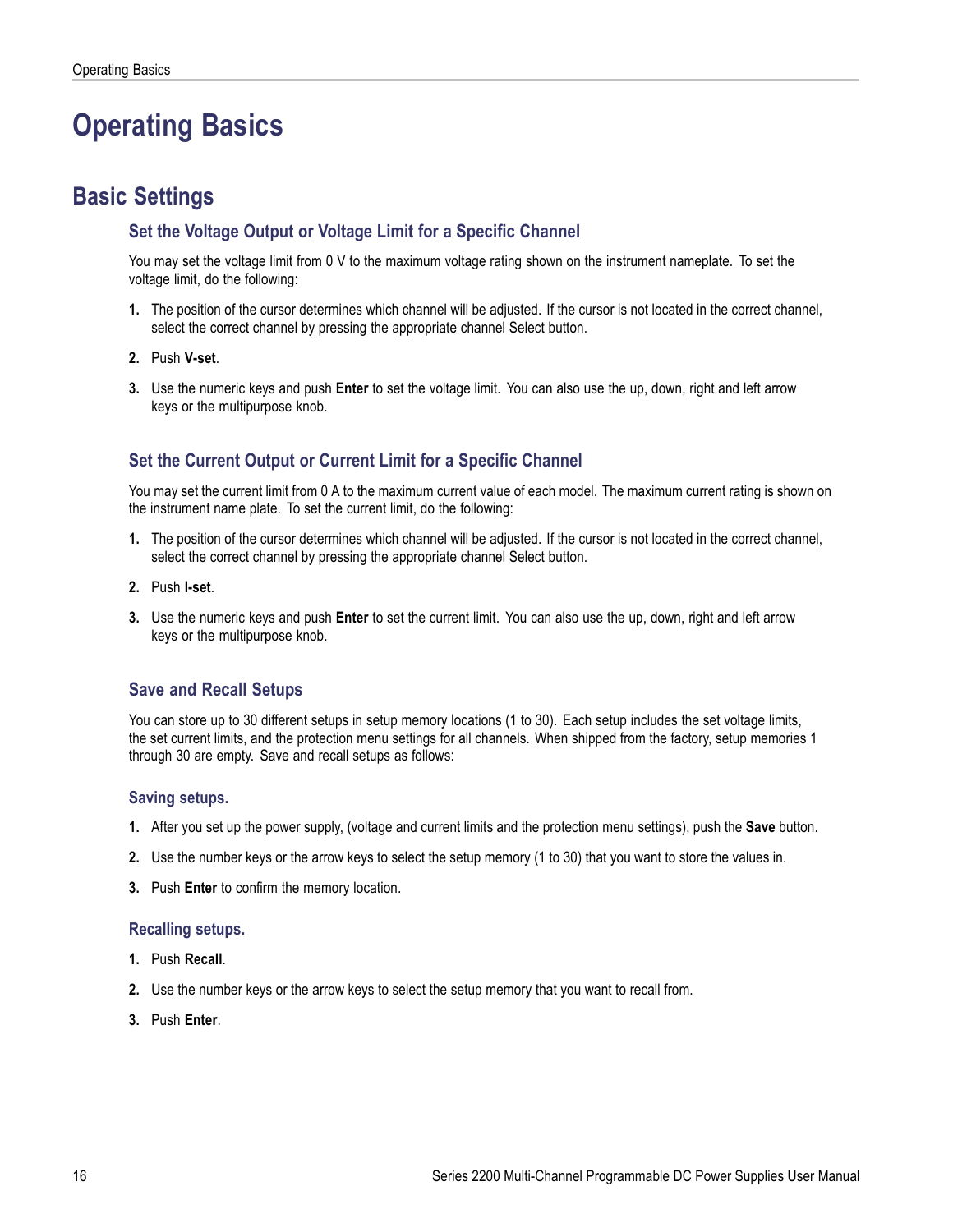# Operating Basics

## Basic Settings

### Set the Voltage Output or Voltage Limit for a Specific Channel

You may set the voltage limit from 0 V to the maximum voltage rating shown on the instrument nameplate. To set the voltage limit, do the following:

1. The position of the cursor determines which channel will be adjusted. If the cursor is not located in the correct channel, select the correct channel by pressing the appropriate channel Select button.
2. Push **V-set**.
3. Use the numeric keys and push **Enter** to set the voltage limit. You can also use the up, down, right and left arrow keys or the multipurpose knob.

### Set the Current Output or Current Limit for a Specific Channel

You may set the current limit from 0 A to the maximum current value of each model. The maximum current rating is shown on the instrument name plate. To set the current limit, do the following:

1. The position of the cursor determines which channel will be adjusted. If the cursor is not located in the correct channel, select the correct channel by pressing the appropriate channel Select button.
2. Push **I-set**.
3. Use the numeric keys and push **Enter** to set the current limit. You can also use the up, down, right and left arrow keys or the multipurpose knob.

### Save and Recall Setups

You can store up to 30 different setups in setup memory locations (1 to 30). Each setup includes the set voltage limits, the set current limits, and the protection menu settings for all channels. When shipped from the factory, setup memories 1 through 30 are empty. Save and recall setups as follows:

#### Saving setups.

1. After you set up the power supply, (voltage and current limits and the protection menu settings), push the **Save** button.
2. Use the number keys or the arrow keys to select the setup memory (1 to 30) that you want to store the values in.
3. Push **Enter** to confirm the memory location.

#### Recalling setups.

1. Push **Recall**.
2. Use the number keys or the arrow keys to select the setup memory that you want to recall from.
3. Push **Enter**.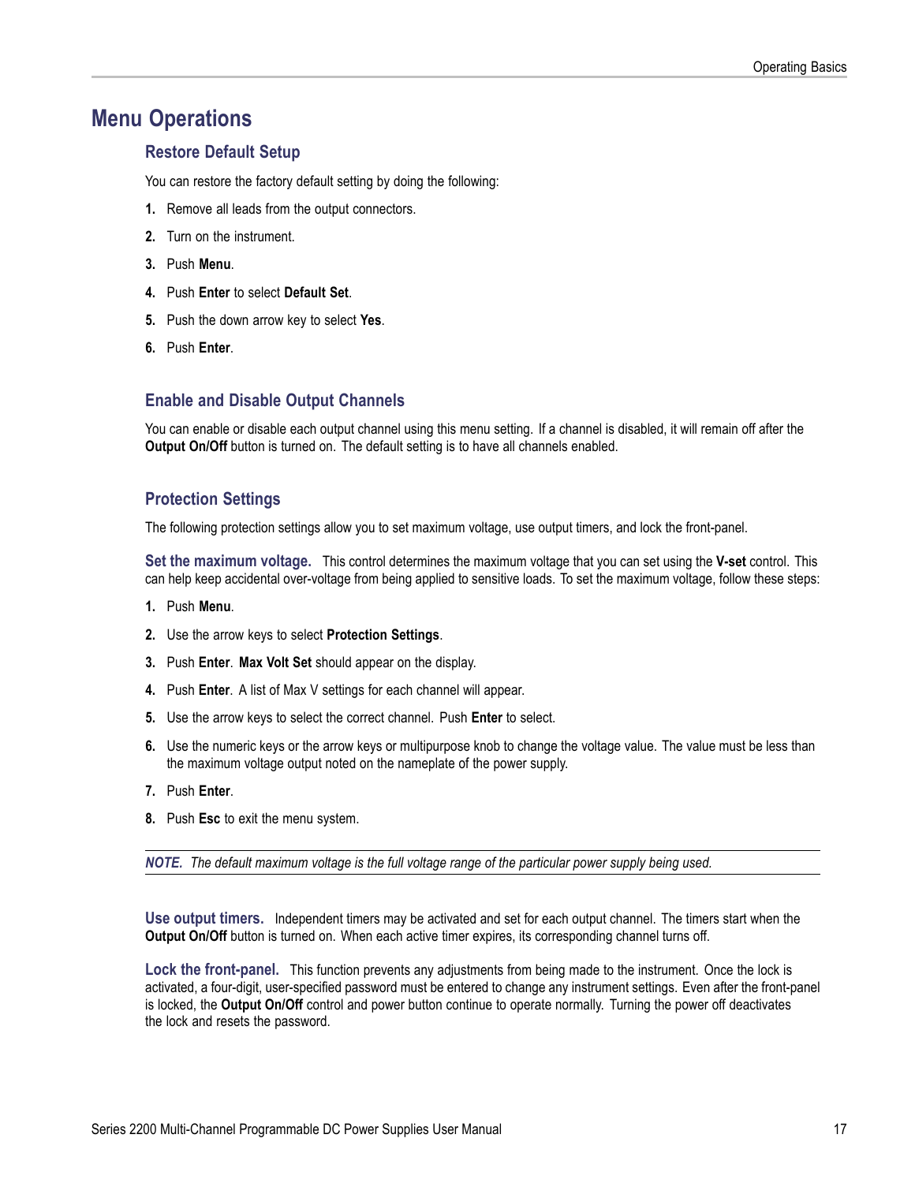# Menu Operations

## Restore Default Setup

You can restore the factory default setting by doing the following:

1. Remove all leads from the output connectors.
2. Turn on the instrument.
3. Push **Menu**.
4. Push **Enter** to select **Default Set**.
5. Push the down arrow key to select **Yes**.
6. Push **Enter**.

## Enable and Disable Output Channels

You can enable or disable each output channel using this menu setting. If a channel is disabled, it will remain off after the **Output On/Off** button is turned on. The default setting is to have all channels enabled.

## Protection Settings

The following protection settings allow you to set maximum voltage, use output timers, and lock the front-panel.

**Set the maximum voltage.** This control determines the maximum voltage that you can set using the **V-set** control. This can help keep accidental over-voltage from being applied to sensitive loads. To set the maximum voltage, follow these steps:

1. Push **Menu**.
2. Use the arrow keys to select **Protection Settings**.
3. Push **Enter**. **Max Volt Set** should appear on the display.
4. Push **Enter**. A list of Max V settings for each channel will appear.
5. Use the arrow keys to select the correct channel. Push **Enter** to select.
6. Use the numeric keys or the arrow keys or multipurpose knob to change the voltage value. The value must be less than the maximum voltage output noted on the nameplate of the power supply.
7. Push **Enter**.
8. Push **Esc** to exit the menu system.

***NOTE.*** *The default maximum voltage is the full voltage range of the particular power supply being used.*

**Use output timers.** Independent timers may be activated and set for each output channel. The timers start when the **Output On/Off** button is turned on. When each active timer expires, its corresponding channel turns off.

**Lock the front-panel.** This function prevents any adjustments from being made to the instrument. Once the lock is activated, a four-digit, user-specified password must be entered to change any instrument settings. Even after the front-panel is locked, the **Output On/Off** control and power button continue to operate normally. Turning the power off deactivates the lock and resets the password.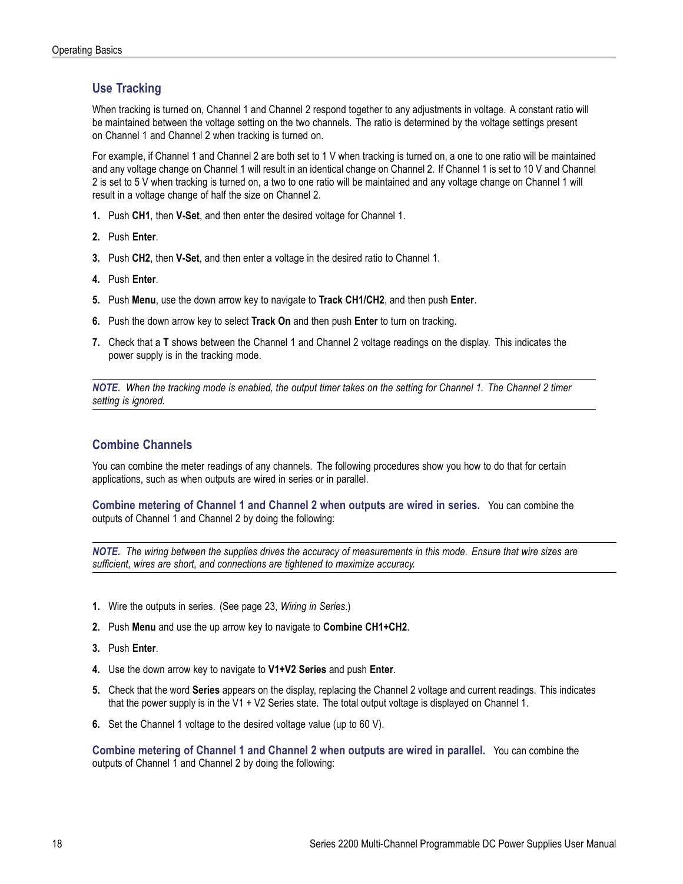## Use Tracking

When tracking is turned on, Channel 1 and Channel 2 respond together to any adjustments in voltage. A constant ratio will be maintained between the voltage setting on the two channels. The ratio is determined by the voltage settings present on Channel 1 and Channel 2 when tracking is turned on.

For example, if Channel 1 and Channel 2 are both set to 1 V when tracking is turned on, a one to one ratio will be maintained and any voltage change on Channel 1 will result in an identical change on Channel 2. If Channel 1 is set to 10 V and Channel 2 is set to 5 V when tracking is turned on, a two to one ratio will be maintained and any voltage change on Channel 1 will result in a voltage change of half the size on Channel 2.

1. Push **CH1**, then **V-Set**, and then enter the desired voltage for Channel 1.
2. Push **Enter**.
3. Push **CH2**, then **V-Set**, and then enter a voltage in the desired ratio to Channel 1.
4. Push **Enter**.
5. Push **Menu**, use the down arrow key to navigate to **Track CH1/CH2**, and then push **Enter**.
6. Push the down arrow key to select **Track On** and then push **Enter** to turn on tracking.
7. Check that a **T** shows between the Channel 1 and Channel 2 voltage readings on the display. This indicates the power supply is in the tracking mode.

***NOTE.*** *When the tracking mode is enabled, the output timer takes on the setting for Channel 1. The Channel 2 timer setting is ignored.*

## Combine Channels

You can combine the meter readings of any channels. The following procedures show you how to do that for certain applications, such as when outputs are wired in series or in parallel.

**Combine metering of Channel 1 and Channel 2 when outputs are wired in series.** You can combine the outputs of Channel 1 and Channel 2 by doing the following:

***NOTE.*** *The wiring between the supplies drives the accuracy of measurements in this mode. Ensure that wire sizes are sufficient, wires are short, and connections are tightened to maximize accuracy.*

1. Wire the outputs in series. (See page 23, *Wiring in Series*.)
2. Push **Menu** and use the up arrow key to navigate to **Combine CH1+CH2**.
3. Push **Enter**.
4. Use the down arrow key to navigate to **V1+V2 Series** and push **Enter**.
5. Check that the word **Series** appears on the display, replacing the Channel 2 voltage and current readings. This indicates that the power supply is in the V1 + V2 Series state. The total output voltage is displayed on Channel 1.
6. Set the Channel 1 voltage to the desired voltage value (up to 60 V).

**Combine metering of Channel 1 and Channel 2 when outputs are wired in parallel.** You can combine the outputs of Channel 1 and Channel 2 by doing the following: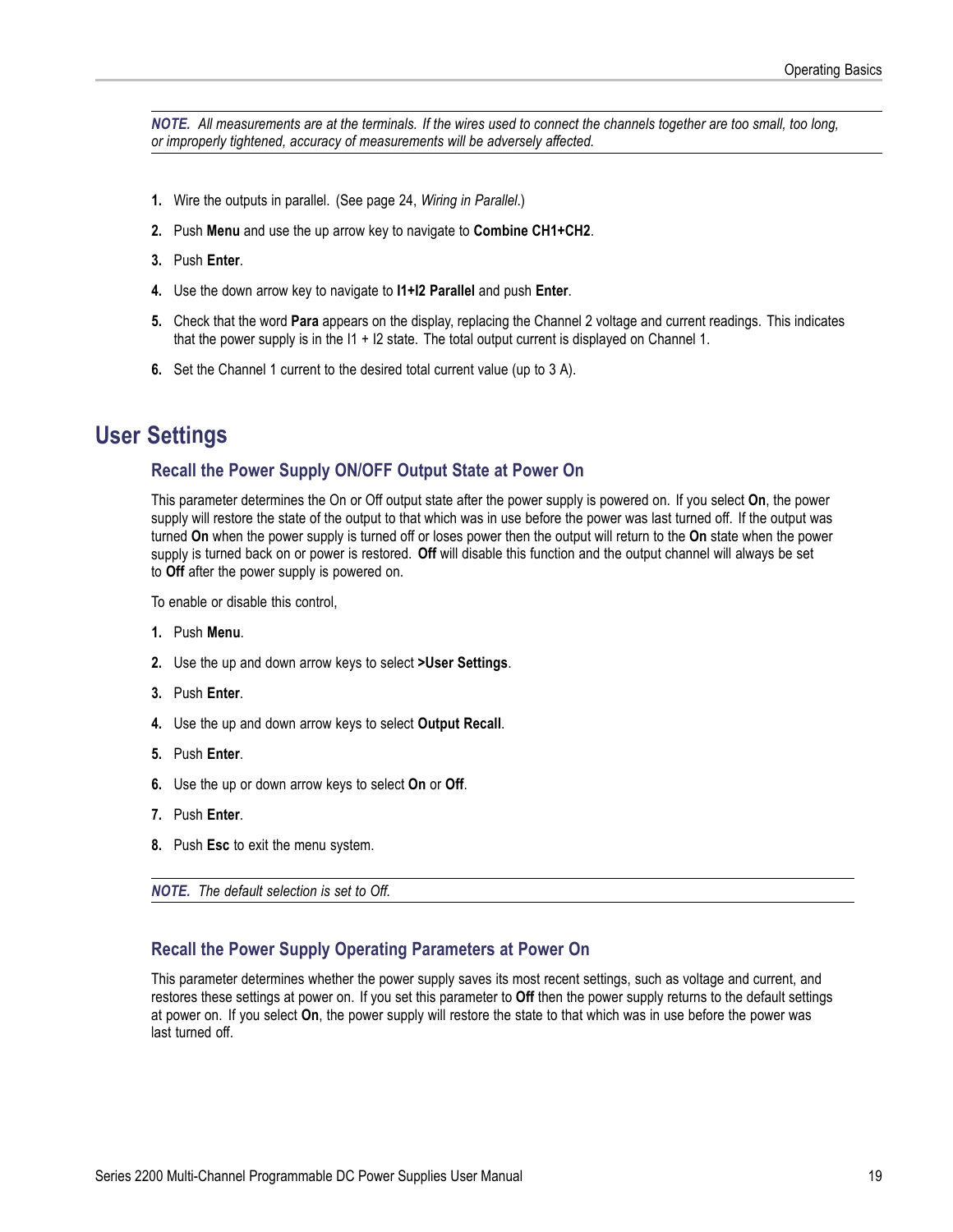***NOTE.** All measurements are at the terminals. If the wires used to connect the channels together are too small, too long, or improperly tightened, accuracy of measurements will be adversely affected.*

1. Wire the outputs in parallel. (See page 24, *Wiring in Parallel*.)
2. Push **Menu** and use the up arrow key to navigate to **Combine CH1+CH2**.
3. Push **Enter**.
4. Use the down arrow key to navigate to **I1+I2 Parallel** and push **Enter**.
5. Check that the word **Para** appears on the display, replacing the Channel 2 voltage and current readings. This indicates that the power supply is in the I1 + I2 state. The total output current is displayed on Channel 1.
6. Set the Channel 1 current to the desired total current value (up to 3 A).

# User Settings

## Recall the Power Supply ON/OFF Output State at Power On

This parameter determines the On or Off output state after the power supply is powered on. If you select **On**, the power supply will restore the state of the output to that which was in use before the power was last turned off. If the output was turned **On** when the power supply is turned off or loses power then the output will return to the **On** state when the power supply is turned back on or power is restored. **Off** will disable this function and the output channel will always be set to **Off** after the power supply is powered on.

To enable or disable this control,

1. Push **Menu**.
2. Use the up and down arrow keys to select **>User Settings**.
3. Push **Enter**.
4. Use the up and down arrow keys to select **Output Recall**.
5. Push **Enter**.
6. Use the up or down arrow keys to select **On** or **Off**.
7. Push **Enter**.
8. Push **Esc** to exit the menu system.

***NOTE.** The default selection is set to Off.*

## Recall the Power Supply Operating Parameters at Power On

This parameter determines whether the power supply saves its most recent settings, such as voltage and current, and restores these settings at power on. If you set this parameter to **Off** then the power supply returns to the default settings at power on. If you select **On**, the power supply will restore the state to that which was in use before the power was last turned off.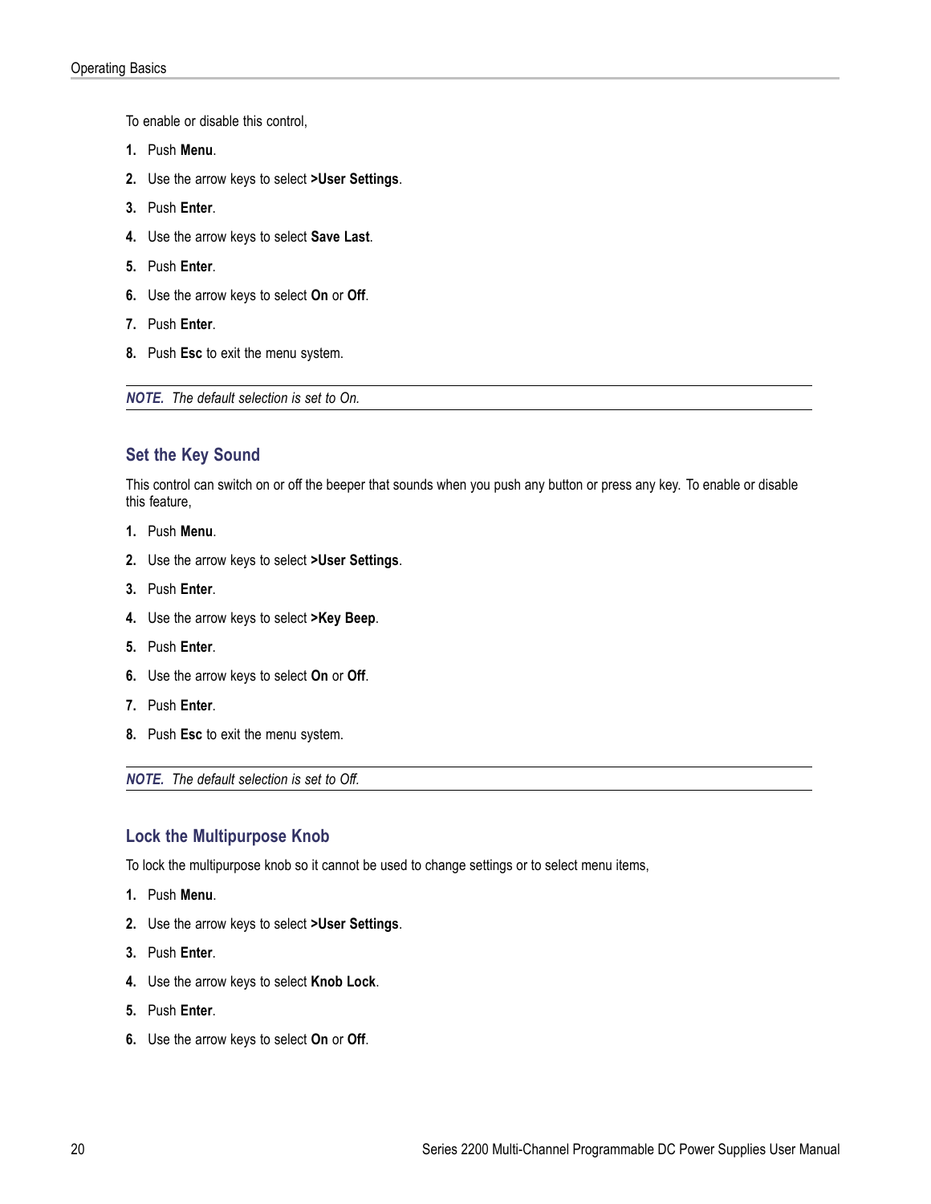To enable or disable this control,

1. Push **Menu**.
2. Use the arrow keys to select **>User Settings**.
3. Push **Enter**.
4. Use the arrow keys to select **Save Last**.
5. Push **Enter**.
6. Use the arrow keys to select **On** or **Off**.
7. Push **Enter**.
8. Push **Esc** to exit the menu system.

***NOTE.** The default selection is set to On.*

### Set the Key Sound

This control can switch on or off the beeper that sounds when you push any button or press any key. To enable or disable this feature,

1. Push **Menu**.
2. Use the arrow keys to select **>User Settings**.
3. Push **Enter**.
4. Use the arrow keys to select **>Key Beep**.
5. Push **Enter**.
6. Use the arrow keys to select **On** or **Off**.
7. Push **Enter**.
8. Push **Esc** to exit the menu system.

***NOTE.** The default selection is set to Off.*

### Lock the Multipurpose Knob

To lock the multipurpose knob so it cannot be used to change settings or to select menu items,

1. Push **Menu**.
2. Use the arrow keys to select **>User Settings**.
3. Push **Enter**.
4. Use the arrow keys to select **Knob Lock**.
5. Push **Enter**.
6. Use the arrow keys to select **On** or **Off**.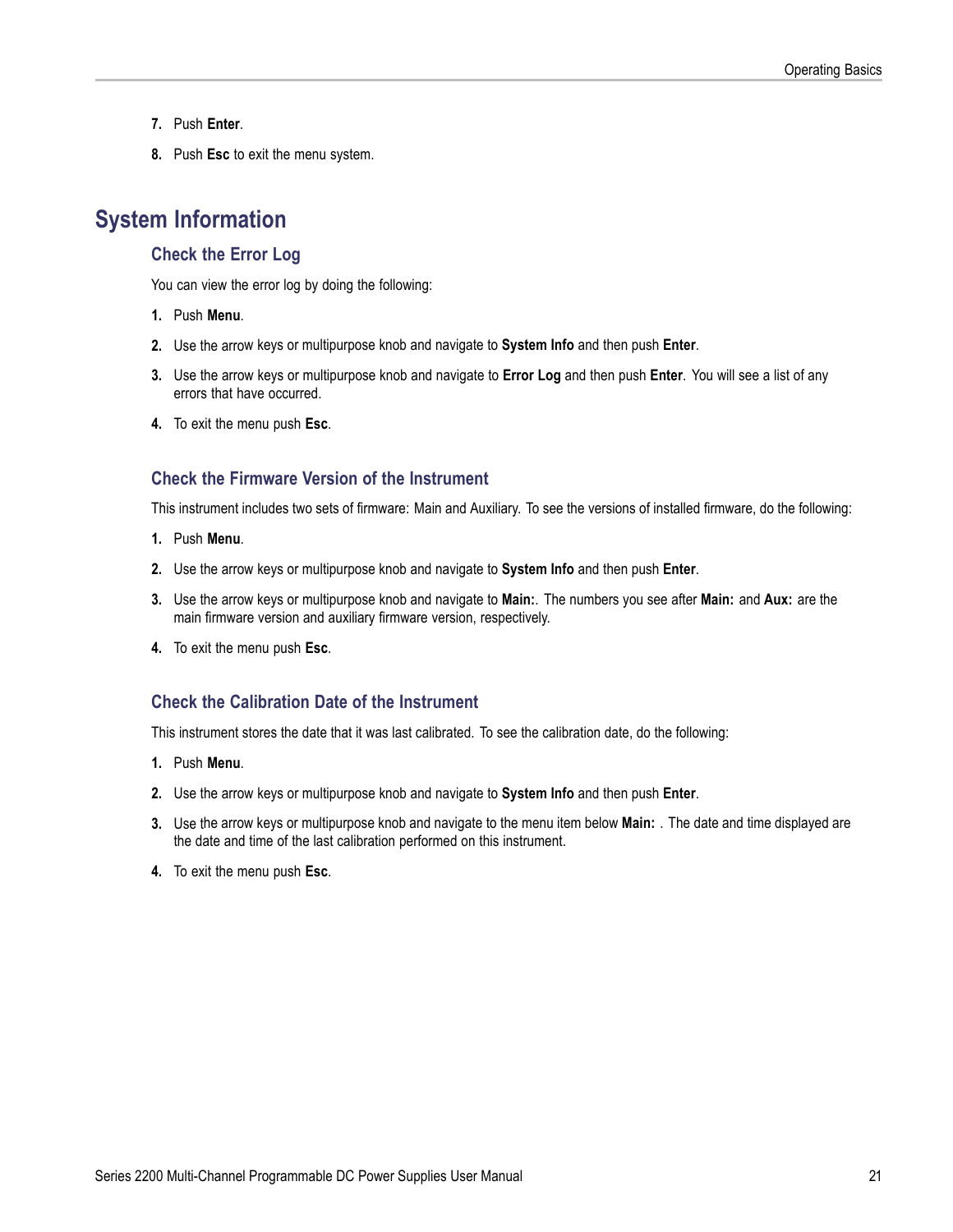7. Push **Enter**.

8. Push **Esc** to exit the menu system.

# System Information

## Check the Error Log

You can view the error log by doing the following:

1. Push **Menu**.

2. Use the arrow keys or multipurpose knob and navigate to **System Info** and then push **Enter**.

3. Use the arrow keys or multipurpose knob and navigate to **Error Log** and then push **Enter**. You will see a list of any errors that have occurred.

4. To exit the menu push **Esc**.

## Check the Firmware Version of the Instrument

This instrument includes two sets of firmware: Main and Auxiliary. To see the versions of installed firmware, do the following:

1. Push **Menu**.

2. Use the arrow keys or multipurpose knob and navigate to **System Info** and then push **Enter**.

3. Use the arrow keys or multipurpose knob and navigate to **Main:**. The numbers you see after **Main:** and **Aux:** are the main firmware version and auxiliary firmware version, respectively.

4. To exit the menu push **Esc**.

## Check the Calibration Date of the Instrument

This instrument stores the date that it was last calibrated. To see the calibration date, do the following:

1. Push **Menu**.

2. Use the arrow keys or multipurpose knob and navigate to **System Info** and then push **Enter**.

3. Use the arrow keys or multipurpose knob and navigate to the menu item below **Main:** . The date and time displayed are the date and time of the last calibration performed on this instrument.

4. To exit the menu push **Esc**.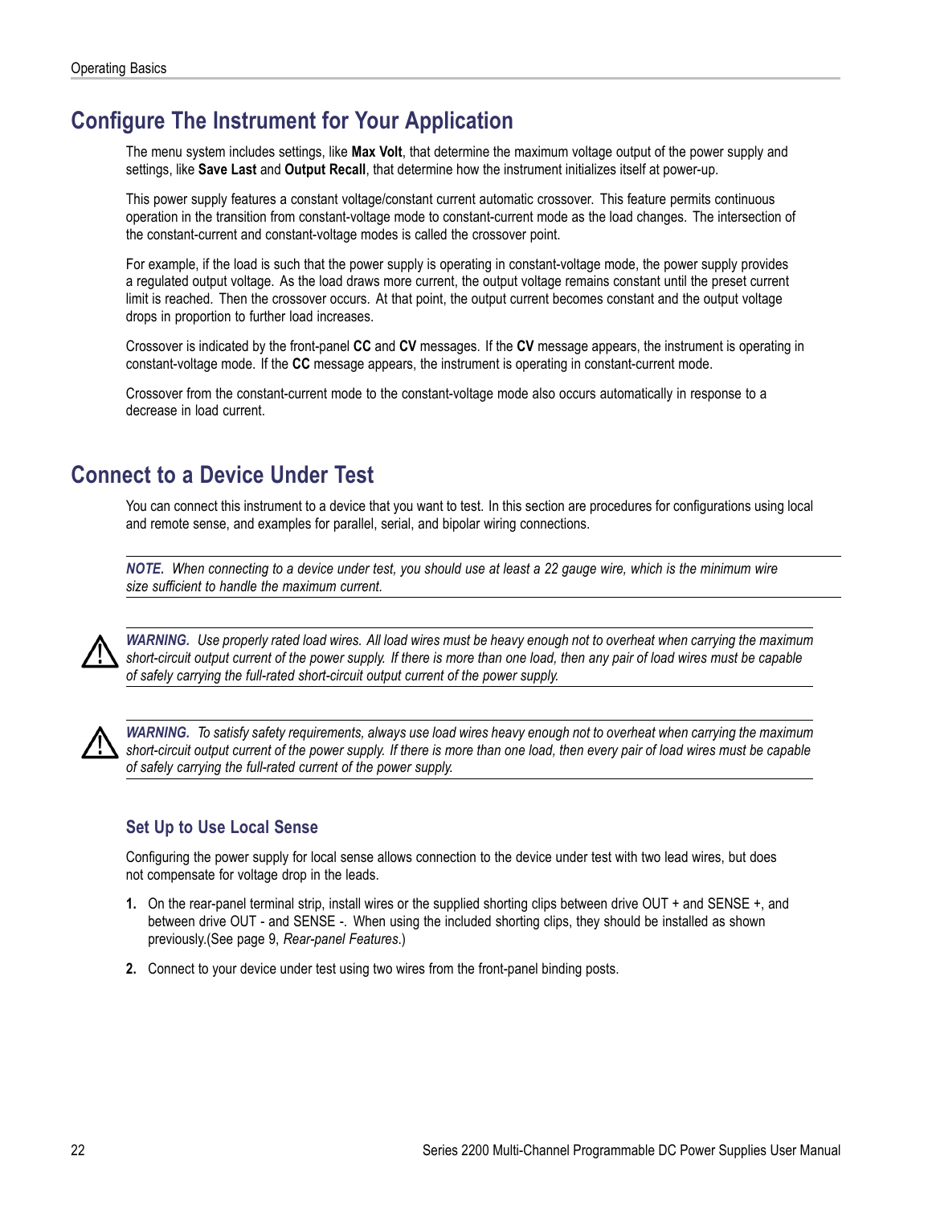## Configure The Instrument for Your Application

The menu system includes settings, like **Max Volt**, that determine the maximum voltage output of the power supply and settings, like **Save Last** and **Output Recall**, that determine how the instrument initializes itself at power-up.

This power supply features a constant voltage/constant current automatic crossover. This feature permits continuous operation in the transition from constant-voltage mode to constant-current mode as the load changes. The intersection of the constant-current and constant-voltage modes is called the crossover point.

For example, if the load is such that the power supply is operating in constant-voltage mode, the power supply provides a regulated output voltage. As the load draws more current, the output voltage remains constant until the preset current limit is reached. Then the crossover occurs. At that point, the output current becomes constant and the output voltage drops in proportion to further load increases.

Crossover is indicated by the front-panel **CC** and **CV** messages. If the **CV** message appears, the instrument is operating in constant-voltage mode. If the **CC** message appears, the instrument is operating in constant-current mode.

Crossover from the constant-current mode to the constant-voltage mode also occurs automatically in response to a decrease in load current.

## Connect to a Device Under Test

You can connect this instrument to a device that you want to test. In this section are procedures for configurations using local and remote sense, and examples for parallel, serial, and bipolar wiring connections.

***NOTE.*** *When connecting to a device under test, you should use at least a 22 gauge wire, which is the minimum wire size sufficient to handle the maximum current.*

***WARNING.*** *Use properly rated load wires. All load wires must be heavy enough not to overheat when carrying the maximum short-circuit output current of the power supply. If there is more than one load, then any pair of load wires must be capable of safely carrying the full-rated short-circuit output current of the power supply.*

***WARNING.*** *To satisfy safety requirements, always use load wires heavy enough not to overheat when carrying the maximum short-circuit output current of the power supply. If there is more than one load, then every pair of load wires must be capable of safely carrying the full-rated current of the power supply.*

### Set Up to Use Local Sense

Configuring the power supply for local sense allows connection to the device under test with two lead wires, but does not compensate for voltage drop in the leads.

1. On the rear-panel terminal strip, install wires or the supplied shorting clips between drive OUT + and SENSE +, and between drive OUT - and SENSE -. When using the included shorting clips, they should be installed as shown previously.(See page 9, *Rear-panel Features*.)
2. Connect to your device under test using two wires from the front-panel binding posts.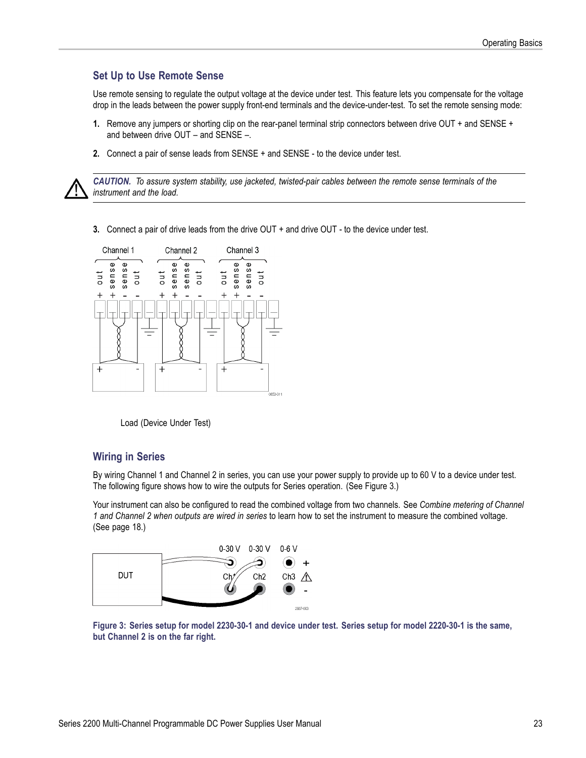## Set Up to Use Remote Sense

Use remote sensing to regulate the output voltage at the device under test. This feature lets you compensate for the voltage drop in the leads between the power supply front-end terminals and the device-under-test. To set the remote sensing mode:

1. Remove any jumpers or shorting clip on the rear-panel terminal strip connectors between drive OUT + and SENSE + and between drive OUT – and SENSE –.
2. Connect a pair of sense leads from SENSE + and SENSE - to the device under test.

> **CAUTION.** *To assure system stability, use jacketed, twisted-pair cables between the remote sense terminals of the instrument and the load.*

3. Connect a pair of drive leads from the drive OUT + and drive OUT - to the device under test.

Load (Device Under Test)

## Wiring in Series

By wiring Channel 1 and Channel 2 in series, you can use your power supply to provide up to 60 V to a device under test. The following figure shows how to wire the outputs for Series operation. (See Figure 3.)

Your instrument can also be configured to read the combined voltage from two channels. See *Combine metering of Channel 1 and Channel 2 when outputs are wired in series* to learn how to set the instrument to measure the combined voltage. (See page 18.)

**Figure 3: Series setup for model 2230-30-1 and device under test. Series setup for model 2220-30-1 is the same, but Channel 2 is on the far right.**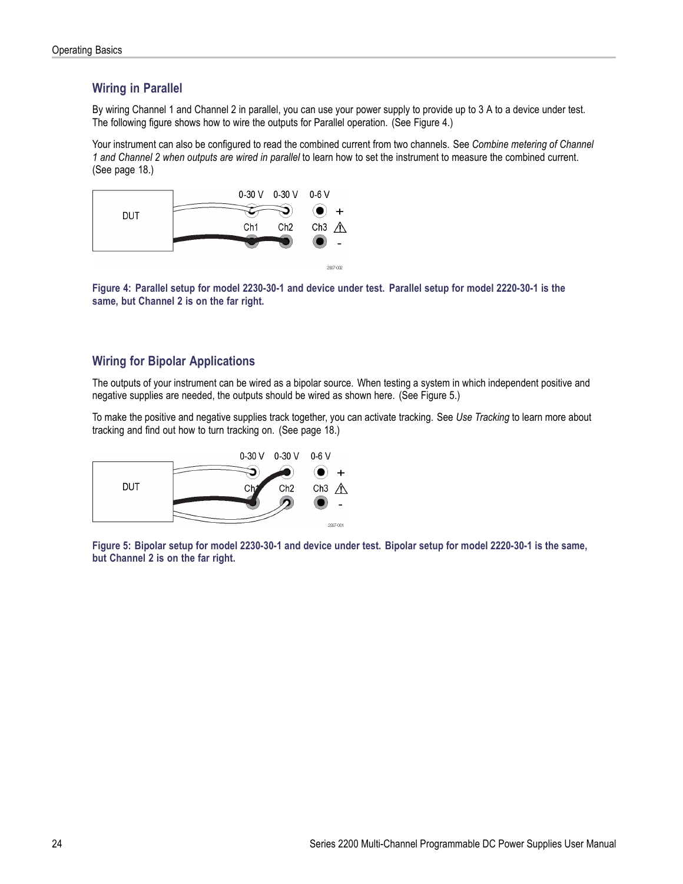## Wiring in Parallel

By wiring Channel 1 and Channel 2 in parallel, you can use your power supply to provide up to 3 A to a device under test. The following figure shows how to wire the outputs for Parallel operation. (See Figure 4.)

Your instrument can also be configured to read the combined current from two channels. See *Combine metering of Channel 1 and Channel 2 when outputs are wired in parallel* to learn how to set the instrument to measure the combined current. (See page 18.)

**Figure 4: Parallel setup for model 2230-30-1 and device under test. Parallel setup for model 2220-30-1 is the same, but Channel 2 is on the far right.**

## Wiring for Bipolar Applications

The outputs of your instrument can be wired as a bipolar source. When testing a system in which independent positive and negative supplies are needed, the outputs should be wired as shown here. (See Figure 5.)

To make the positive and negative supplies track together, you can activate tracking. See *Use Tracking* to learn more about tracking and find out how to turn tracking on. (See page 18.)

**Figure 5: Bipolar setup for model 2230-30-1 and device under test. Bipolar setup for model 2220-30-1 is the same, but Channel 2 is on the far right.**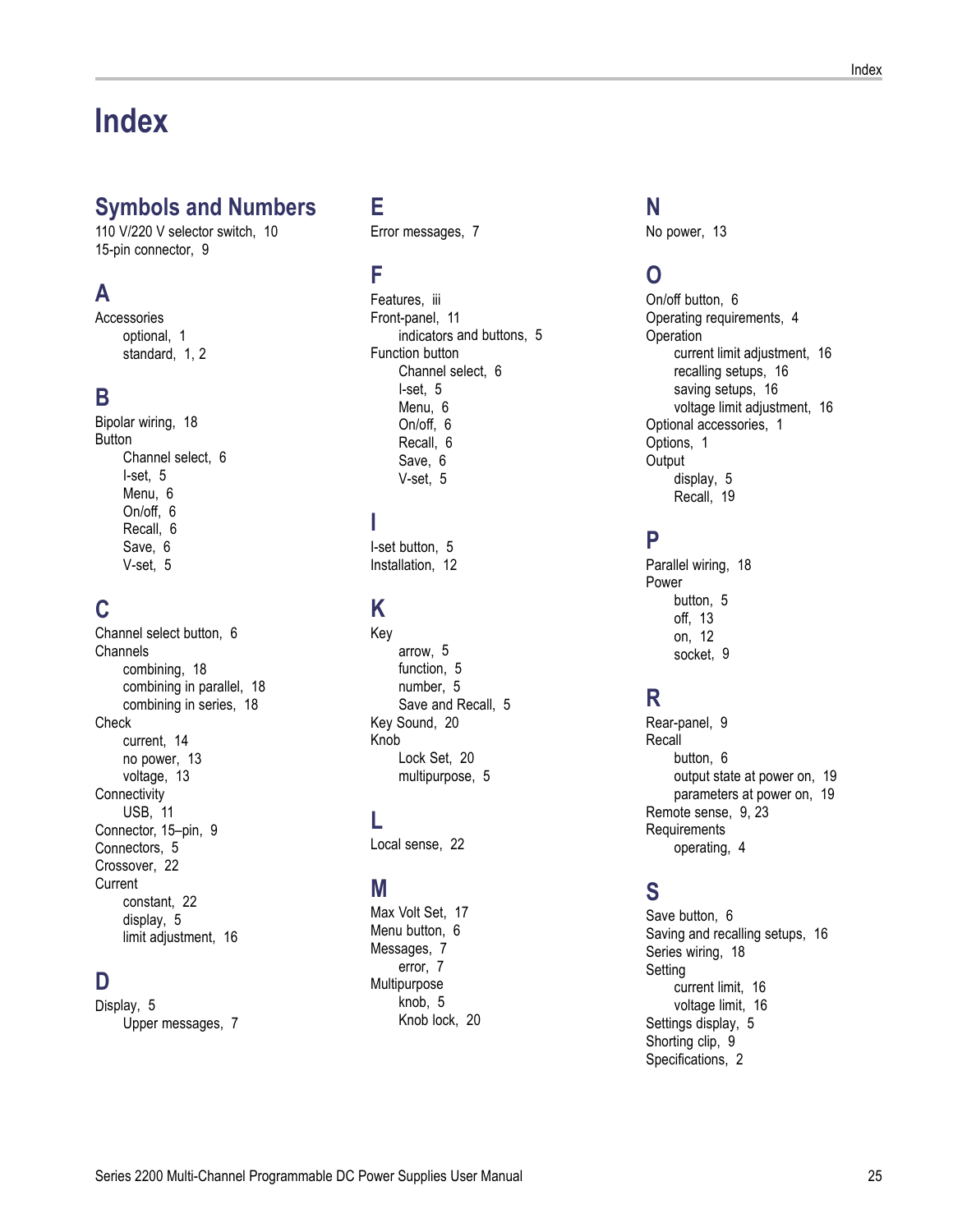# Index

## Symbols and Numbers

110 V/220 V selector switch, 10
15-pin connector, 9

## A

Accessories
- optional, 1
- standard, 1, 2

## B

Bipolar wiring, 18
Button
- Channel select, 6
- I-set, 5
- Menu, 6
- On/off, 6
- Recall, 6
- Save, 6
- V-set, 5

## C

Channel select button, 6
Channels
- combining, 18
- combining in parallel, 18
- combining in series, 18

Check
- current, 14
- no power, 13
- voltage, 13

Connectivity
- USB, 11

Connector, 15–pin, 9
Connectors, 5
Crossover, 22
Current
- constant, 22
- display, 5
- limit adjustment, 16

## D

Display, 5
- Upper messages, 7

## E

Error messages, 7

## F

Features, iii
Front-panel, 11
- indicators and buttons, 5

Function button
- Channel select, 6
- I-set, 5
- Menu, 6
- On/off, 6
- Recall, 6
- Save, 6
- V-set, 5

## I

I-set button, 5
Installation, 12

## K

Key
- arrow, 5
- function, 5
- number, 5
- Save and Recall, 5

Key Sound, 20
Knob
- Lock Set, 20
- multipurpose, 5

## L

Local sense, 22

## M

Max Volt Set, 17
Menu button, 6
Messages, 7
- error, 7

Multipurpose
- knob, 5
- Knob lock, 20

## N

No power, 13

## O

On/off button, 6
Operating requirements, 4
Operation
- current limit adjustment, 16
- recalling setups, 16
- saving setups, 16
- voltage limit adjustment, 16

Optional accessories, 1
Options, 1
Output
- display, 5
- Recall, 19

## P

Parallel wiring, 18
Power
- button, 5
- off, 13
- on, 12
- socket, 9

## R

Rear-panel, 9
Recall
- button, 6
- output state at power on, 19
- parameters at power on, 19

Remote sense, 9, 23
Requirements
- operating, 4

## S

Save button, 6
Saving and recalling setups, 16
Series wiring, 18
Setting
- current limit, 16
- voltage limit, 16

Settings display, 5
Shorting clip, 9
Specifications, 2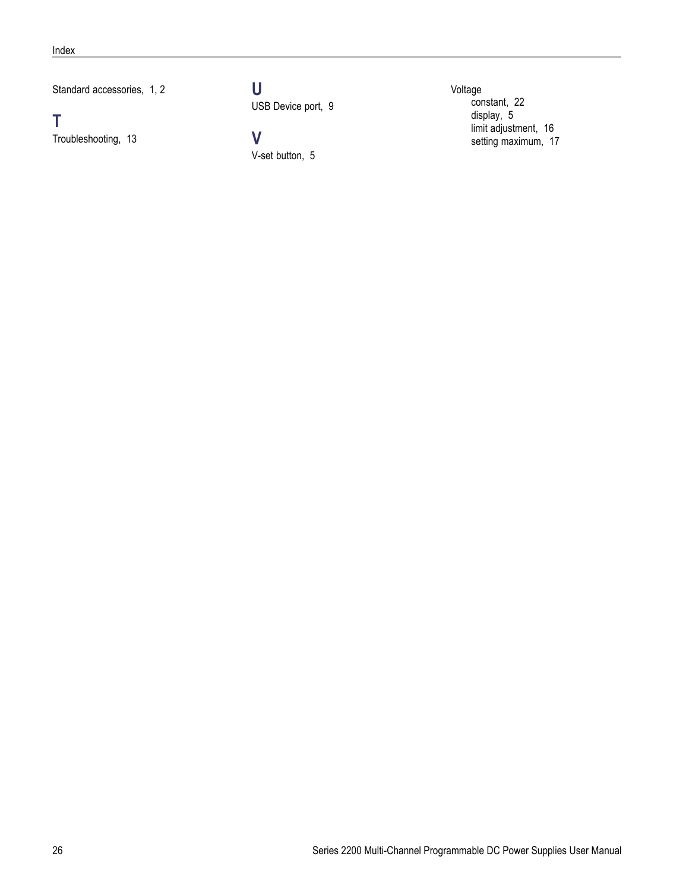Standard accessories, 1, 2

## T

Troubleshooting, 13

## U

USB Device port, 9

## V

V-set button, 5

Voltage
- constant, 22
- display, 5
- limit adjustment, 16
- setting maximum, 17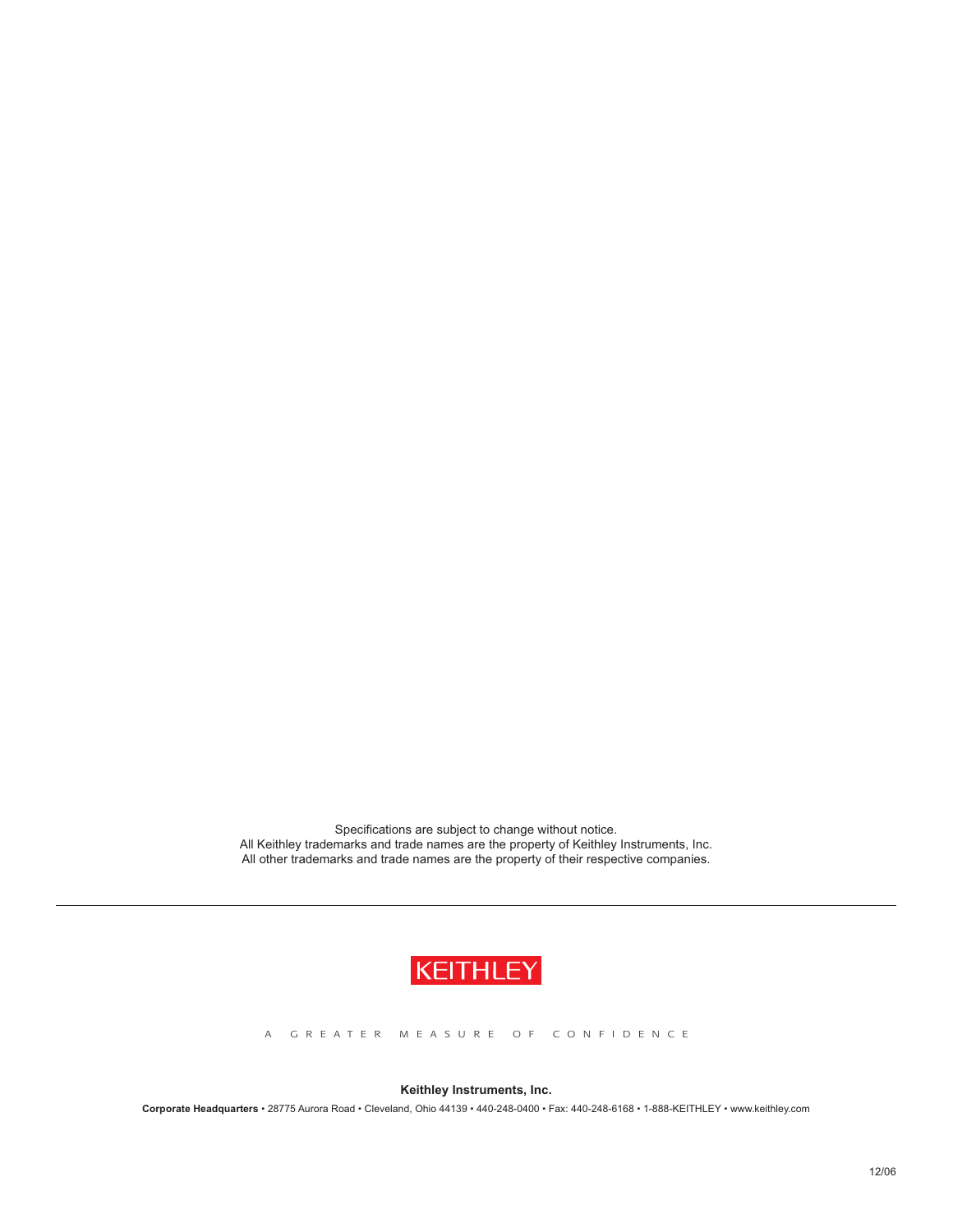Specifications are subject to change without notice.
All Keithley trademarks and trade names are the property of Keithley Instruments, Inc.
All other trademarks and trade names are the property of their respective companies.

---

KEITHLEY

A GREATER MEASURE OF CONFIDENCE

**Keithley Instruments, Inc.**

**Corporate Headquarters** • 28775 Aurora Road • Cleveland, Ohio 44139 • 440-248-0400 • Fax: 440-248-6168 • 1-888-KEITHLEY • www.keithley.com

12/06